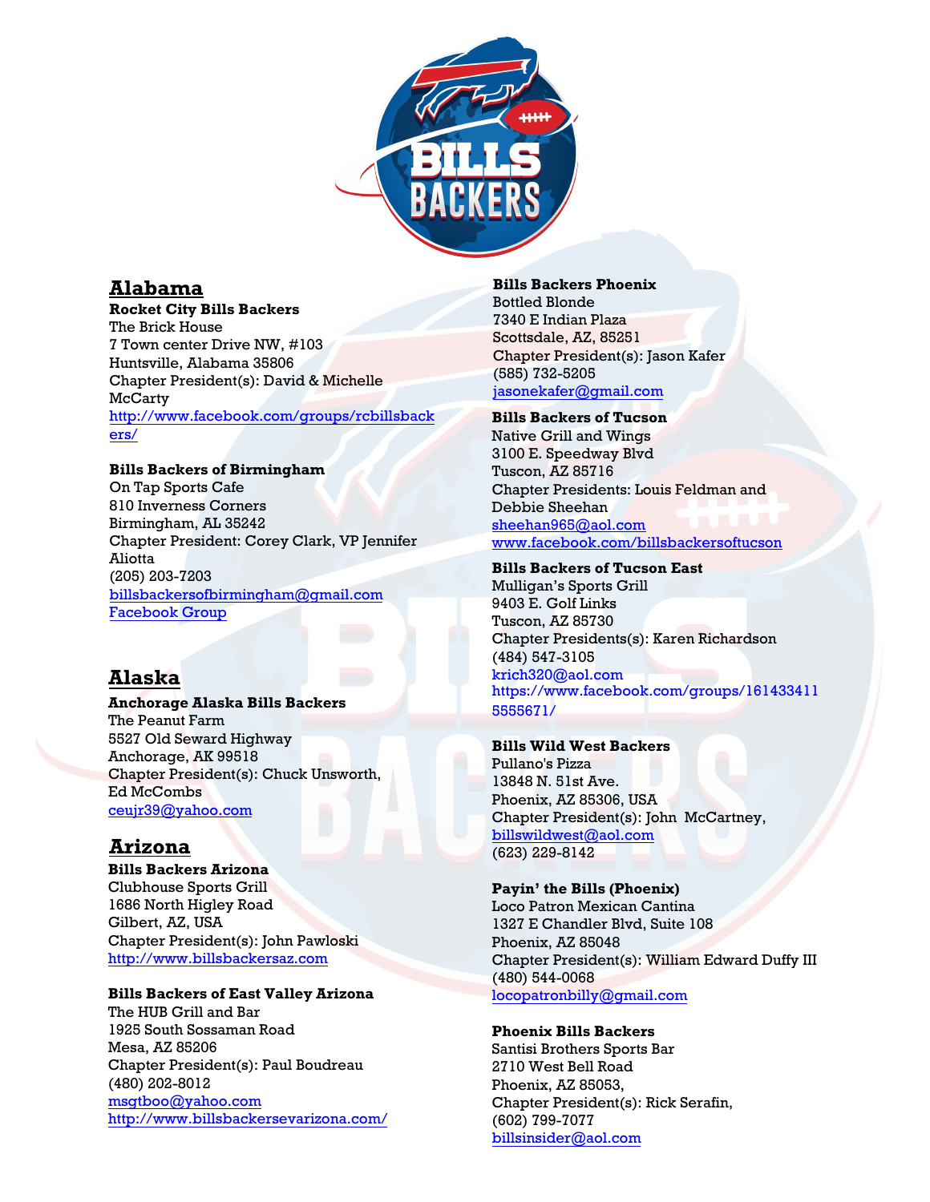## Alabama

**Rocket City Bills Backers**
The Brick House
7 Town center Drive NW, #103
Huntsville, Alabama 35806
Chapter President(s): David & Michelle McCarty
http://www.facebook.com/groups/rcbillsbackers/

**Bills Backers of Birmingham**
On Tap Sports Cafe
810 Inverness Corners
Birmingham, AL 35242
Chapter President: Corey Clark, VP Jennifer Aliotta
(205) 203-7203
billsbackersofbirmingham@gmail.com
Facebook Group

## Alaska

**Anchorage Alaska Bills Backers**
The Peanut Farm
5527 Old Seward Highway
Anchorage, AK 99518
Chapter President(s): Chuck Unsworth, Ed McCombs
ceujr39@yahoo.com

## Arizona

**Bills Backers Arizona**
Clubhouse Sports Grill
1686 North Higley Road
Gilbert, AZ, USA
Chapter President(s): John Pawloski
http://www.billsbackersaz.com

**Bills Backers of East Valley Arizona**
The HUB Grill and Bar
1925 South Sossaman Road
Mesa, AZ 85206
Chapter President(s): Paul Boudreau
(480) 202-8012
msgtboo@yahoo.com
http://www.billsbackersevarizona.com/

**Bills Backers Phoenix**
Bottled Blonde
7340 E Indian Plaza
Scottsdale, AZ, 85251
Chapter President(s): Jason Kafer
(585) 732-5205
jasonekafer@gmail.com

**Bills Backers of Tucson**
Native Grill and Wings
3100 E. Speedway Blvd
Tuscon, AZ 85716
Chapter Presidents: Louis Feldman and Debbie Sheehan
sheehan965@aol.com
www.facebook.com/billsbackersoftucson

**Bills Backers of Tucson East**
Mulligan's Sports Grill
9403 E. Golf Links
Tuscon, AZ 85730
Chapter Presidents(s): Karen Richardson
(484) 547-3105
krich320@aol.com
https://www.facebook.com/groups/1614334115555671/

**Bills Wild West Backers**
Pullano's Pizza
13848 N. 51st Ave.
Phoenix, AZ 85306, USA
Chapter President(s): John McCartney,
billswildwest@aol.com
(623) 229-8142

**Payin' the Bills (Phoenix)**
Loco Patron Mexican Cantina
1327 E Chandler Blvd, Suite 108
Phoenix, AZ 85048
Chapter President(s): William Edward Duffy III
(480) 544-0068
locopatronbilly@gmail.com

**Phoenix Bills Backers**
Santisi Brothers Sports Bar
2710 West Bell Road
Phoenix, AZ 85053,
Chapter President(s): Rick Serafin,
(602) 799-7077
billsinsider@aol.com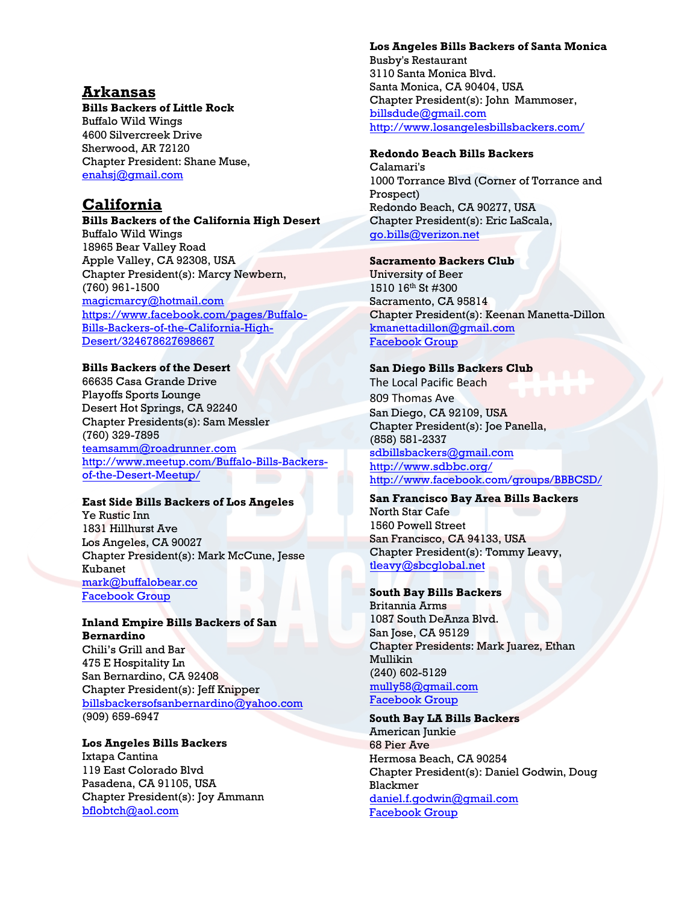## Arkansas

**Bills Backers of Little Rock**
Buffalo Wild Wings
4600 Silvercreek Drive
Sherwood, AR 72120
Chapter President: Shane Muse,
enahsj@gmail.com

## California

**Bills Backers of the California High Desert**
Buffalo Wild Wings
18965 Bear Valley Road
Apple Valley, CA 92308, USA
Chapter President(s): Marcy Newbern,
(760) 961-1500
magicmarcy@hotmail.com
https://www.facebook.com/pages/Buffalo-Bills-Backers-of-the-California-High-Desert/324678627698667

**Bills Backers of the Desert**
66635 Casa Grande Drive
Playoffs Sports Lounge
Desert Hot Springs, CA 92240
Chapter Presidents(s): Sam Messler
(760) 329-7895
teamsamm@roadrunner.com
http://www.meetup.com/Buffalo-Bills-Backers-of-the-Desert-Meetup/

**East Side Bills Backers of Los Angeles**
Ye Rustic Inn
1831 Hillhurst Ave
Los Angeles, CA 90027
Chapter President(s): Mark McCune, Jesse Kubanet
mark@buffalobear.co
Facebook Group

**Inland Empire Bills Backers of San Bernardino**
Chili's Grill and Bar
475 E Hospitality Ln
San Bernardino, CA 92408
Chapter President(s): Jeff Knipper
billsbackersofsanbernardino@yahoo.com
(909) 659-6947

**Los Angeles Bills Backers**
Ixtapa Cantina
119 East Colorado Blvd
Pasadena, CA 91105, USA
Chapter President(s): Joy Ammann
bflobtch@aol.com

**Los Angeles Bills Backers of Santa Monica**
Busby's Restaurant
3110 Santa Monica Blvd.
Santa Monica, CA 90404, USA
Chapter President(s): John Mammoser,
billsdude@gmail.com
http://www.losangelesbillsbackers.com/

**Redondo Beach Bills Backers**
Calamari's
1000 Torrance Blvd (Corner of Torrance and Prospect)
Redondo Beach, CA 90277, USA
Chapter President(s): Eric LaScala,
go.bills@verizon.net

**Sacramento Backers Club**
University of Beer
1510 16th St #300
Sacramento, CA 95814
Chapter President(s): Keenan Manetta-Dillon
kmanettadillon@gmail.com
Facebook Group

**San Diego Bills Backers Club**
The Local Pacific Beach
809 Thomas Ave
San Diego, CA 92109, USA
Chapter President(s): Joe Panella,
(858) 581-2337
sdbillsbackers@gmail.com
http://www.sdbbc.org/
http://www.facebook.com/groups/BBBCSD/

**San Francisco Bay Area Bills Backers**
North Star Cafe
1560 Powell Street
San Francisco, CA 94133, USA
Chapter President(s): Tommy Leavy,
tleavy@sbcglobal.net

**South Bay Bills Backers**
Britannia Arms
1087 South DeAnza Blvd.
San Jose, CA 95129
Chapter Presidents: Mark Juarez, Ethan Mullikin
(240) 602-5129
mully58@gmail.com
Facebook Group

**South Bay LA Bills Backers**
American Junkie
68 Pier Ave
Hermosa Beach, CA 90254
Chapter President(s): Daniel Godwin, Doug Blackmer
daniel.f.godwin@gmail.com
Facebook Group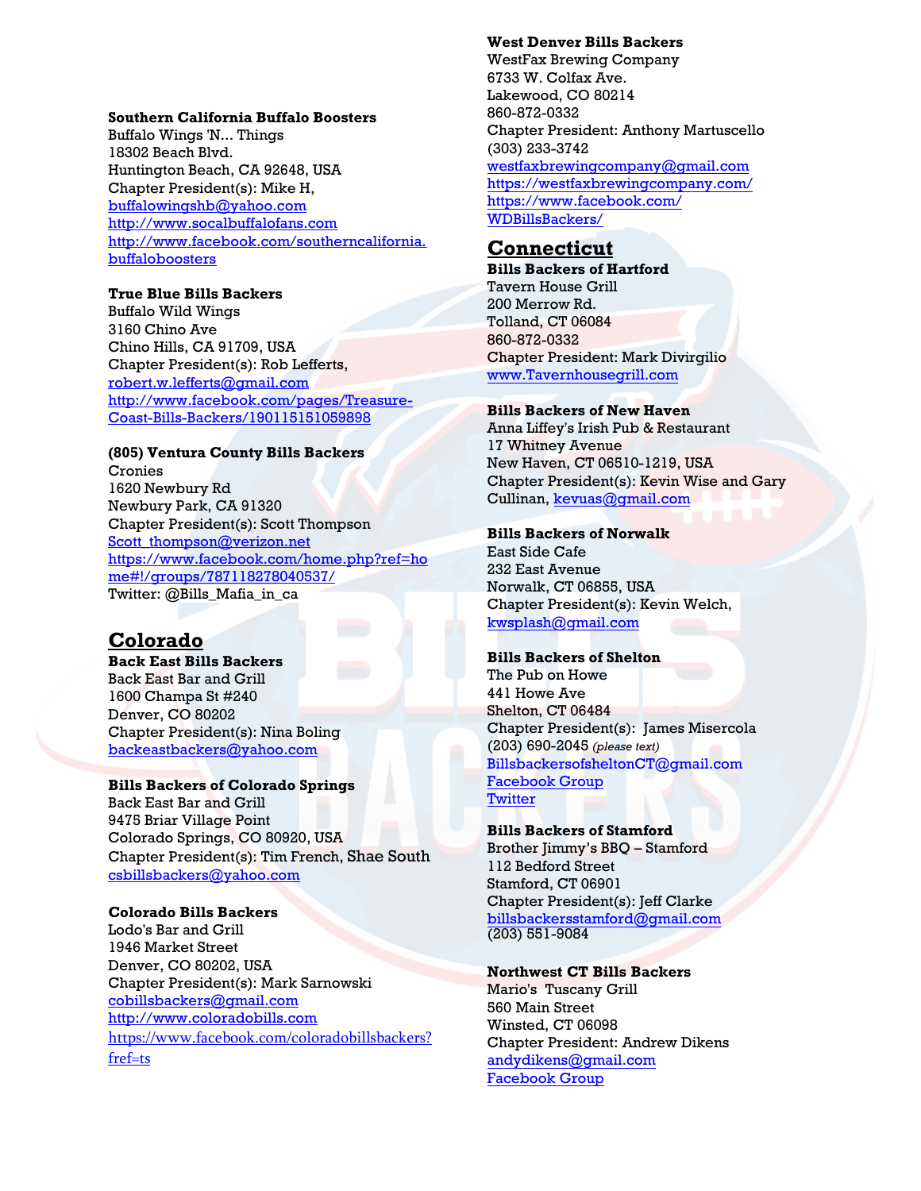**Southern California Buffalo Boosters**
Buffalo Wings 'N... Things
18302 Beach Blvd.
Huntington Beach, CA 92648, USA
Chapter President(s): Mike H,
buffalowingshb@yahoo.com
http://www.socalbuffalofans.com
http://www.facebook.com/southerncalifornia.buffaloboosters

**True Blue Bills Backers**
Buffalo Wild Wings
3160 Chino Ave
Chino Hills, CA 91709, USA
Chapter President(s): Rob Lefferts,
robert.w.lefferts@gmail.com
http://www.facebook.com/pages/Treasure-Coast-Bills-Backers/190115151059898

**(805) Ventura County Bills Backers**
Cronies
1620 Newbury Rd
Newbury Park, CA 91320
Chapter President(s): Scott Thompson
Scott_thompson@verizon.net
https://www.facebook.com/home.php?ref=home#!/groups/787118278040537/
Twitter: @Bills_Mafia_in_ca

## Colorado

**Back East Bills Backers**
Back East Bar and Grill
1600 Champa St #240
Denver, CO 80202
Chapter President(s): Nina Boling
backeastbackers@yahoo.com

**Bills Backers of Colorado Springs**
Back East Bar and Grill
9475 Briar Village Point
Colorado Springs, CO 80920, USA
Chapter President(s): Tim French, Shae South
csbillsbackers@yahoo.com

**Colorado Bills Backers**
Lodo's Bar and Grill
1946 Market Street
Denver, CO 80202, USA
Chapter President(s): Mark Sarnowski
cobillsbackers@gmail.com
http://www.coloradobills.com
https://www.facebook.com/coloradobillsbackers?fref=ts

**West Denver Bills Backers**
WestFax Brewing Company
6733 W. Colfax Ave.
Lakewood, CO 80214
860-872-0332
Chapter President: Anthony Martuscello
(303) 233-3742
westfaxbrewingcompany@gmail.com
https://westfaxbrewingcompany.com/
https://www.facebook.com/WDBillsBackers/

## Connecticut

**Bills Backers of Hartford**
Tavern House Grill
200 Merrow Rd.
Tolland, CT 06084
860-872-0332
Chapter President: Mark Divirgilio
www.Tavernhousegrill.com

**Bills Backers of New Haven**
Anna Liffey's Irish Pub & Restaurant
17 Whitney Avenue
New Haven, CT 06510-1219, USA
Chapter President(s): Kevin Wise and Gary Cullinan, kevuas@gmail.com

**Bills Backers of Norwalk**
East Side Cafe
232 East Avenue
Norwalk, CT 06855, USA
Chapter President(s): Kevin Welch,
kwsplash@gmail.com

**Bills Backers of Shelton**
The Pub on Howe
441 Howe Ave
Shelton, CT 06484
Chapter President(s): James Misercola
(203) 690-2045 *(please text)*
BillsbackersofsheltonCT@gmail.com
Facebook Group
Twitter

**Bills Backers of Stamford**
Brother Jimmy's BBQ – Stamford
112 Bedford Street
Stamford, CT 06901
Chapter President(s): Jeff Clarke
billsbackersstamford@gmail.com
(203) 551-9084

**Northwest CT Bills Backers**
Mario's Tuscany Grill
560 Main Street
Winsted, CT 06098
Chapter President: Andrew Dikens
andydikens@gmail.com
Facebook Group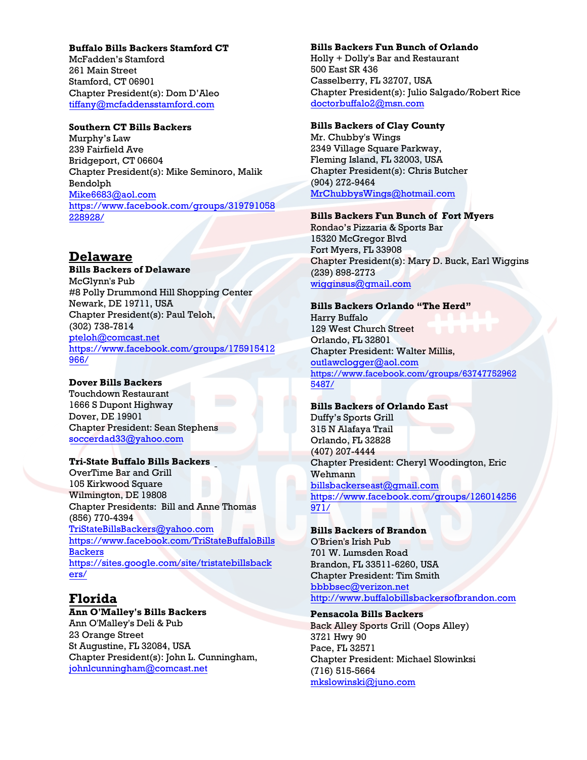**Buffalo Bills Backers Stamford CT**
McFadden's Stamford
261 Main Street
Stamford, CT 06901
Chapter President(s): Dom D'Aleo
tiffany@mcfaddensstamford.com

**Southern CT Bills Backers**
Murphy's Law
239 Fairfield Ave
Bridgeport, CT 06604
Chapter President(s): Mike Seminoro, Malik Bendolph
Mike6683@aol.com
https://www.facebook.com/groups/319791058228928/

## Delaware

**Bills Backers of Delaware**
McGlynn's Pub
#8 Polly Drummond Hill Shopping Center
Newark, DE 19711, USA
Chapter President(s): Paul Teloh,
(302) 738-7814
pteloh@comcast.net
https://www.facebook.com/groups/175915412966/

**Dover Bills Backers**
Touchdown Restaurant
1666 S Dupont Highway
Dover, DE 19901
Chapter President: Sean Stephens
soccerdad33@yahoo.com

**Tri-State Buffalo Bills Backers**
OverTime Bar and Grill
105 Kirkwood Square
Wilmington, DE 19808
Chapter Presidents: Bill and Anne Thomas
(856) 770-4394
TriStateBillsBackers@yahoo.com
https://www.facebook.com/TriStateBuffaloBillsBackers
https://sites.google.com/site/tristatebillsbackers/

## Florida

**Ann O'Malley's Bills Backers**
Ann O'Malley's Deli & Pub
23 Orange Street
St Augustine, FL 32084, USA
Chapter President(s): John L. Cunningham,
johnlcunningham@comcast.net

**Bills Backers Fun Bunch of Orlando**
Holly + Dolly's Bar and Restaurant
500 East SR 436
Casselberry, FL 32707, USA
Chapter President(s): Julio Salgado/Robert Rice
doctorbuffalo2@msn.com

**Bills Backers of Clay County**
Mr. Chubby's Wings
2349 Village Square Parkway,
Fleming Island, FL 32003, USA
Chapter President(s): Chris Butcher
(904) 272-9464
MrChubbysWings@hotmail.com

**Bills Backers Fun Bunch of Fort Myers**
Rondao's Pizzaria & Sports Bar
15320 McGregor Blvd
Fort Myers, FL 33908
Chapter President(s): Mary D. Buck, Earl Wiggins
(239) 898-2773
wigginsus@gmail.com

**Bills Backers Orlando "The Herd"**
Harry Buffalo
129 West Church Street
Orlando, FL 32801
Chapter President: Walter Millis,
outlawclogger@aol.com
https://www.facebook.com/groups/637477529625487/

**Bills Backers of Orlando East**
Duffy's Sports Grill
315 N Alafaya Trail
Orlando, FL 32828
(407) 207-4444
Chapter President: Cheryl Woodington, Eric Wehmann
billsbackerseast@gmail.com
https://www.facebook.com/groups/126014256971/

**Bills Backers of Brandon**
O'Brien's Irish Pub
701 W. Lumsden Road
Brandon, FL 33511-6260, USA
Chapter President: Tim Smith
bbbbsec@verizon.net
http://www.buffalobillsbackersofbrandon.com

**Pensacola Bills Backers**
Back Alley Sports Grill (Oops Alley)
3721 Hwy 90
Pace, FL 32571
Chapter President: Michael Slowinksi
(716) 515-5664
mkslowinski@juno.com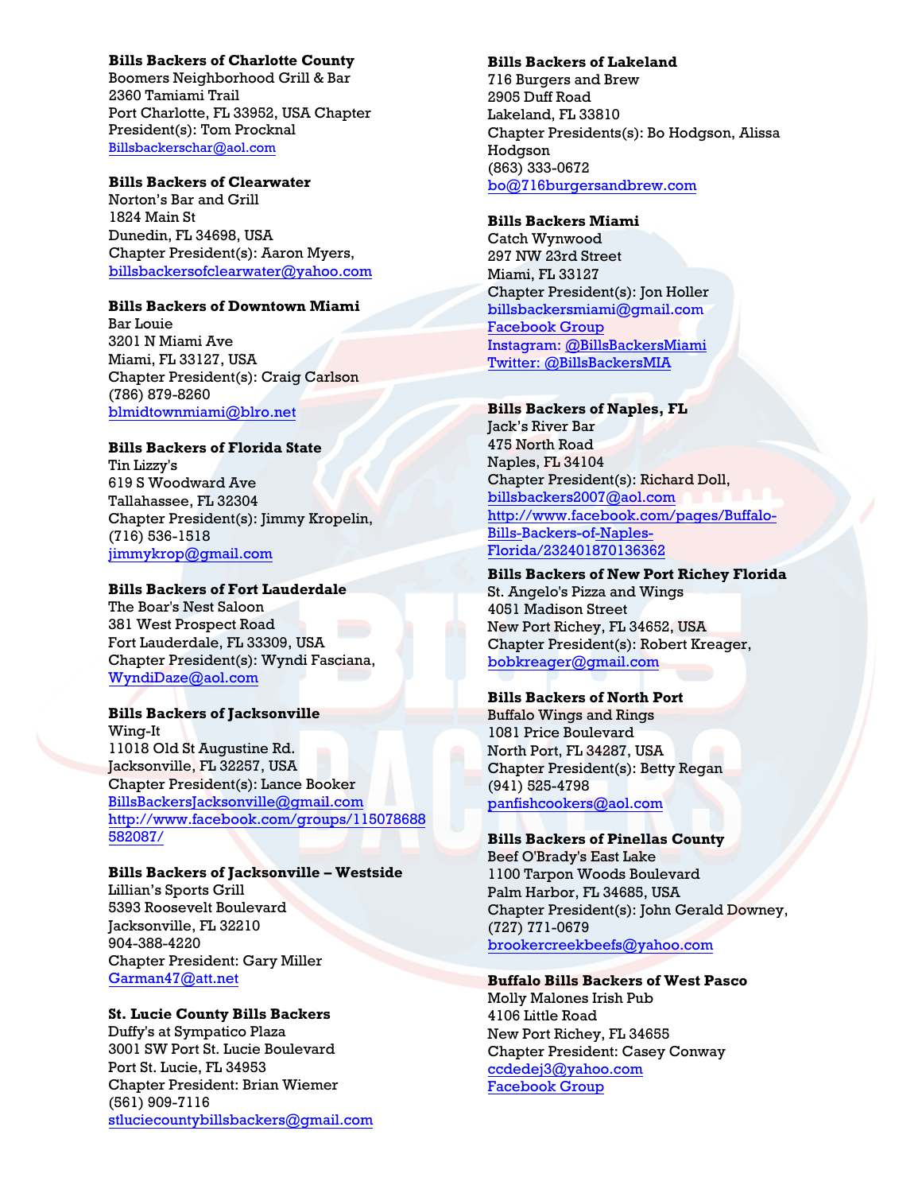**Bills Backers of Charlotte County**
Boomers Neighborhood Grill & Bar
2360 Tamiami Trail
Port Charlotte, FL 33952, USA Chapter President(s): Tom Procknal
Billsbackerschar@aol.com

**Bills Backers of Clearwater**
Norton's Bar and Grill
1824 Main St
Dunedin, FL 34698, USA
Chapter President(s): Aaron Myers,
billsbackersofclearwater@yahoo.com

**Bills Backers of Downtown Miami**
Bar Louie
3201 N Miami Ave
Miami, FL 33127, USA
Chapter President(s): Craig Carlson
(786) 879-8260
blmidtownmiami@blro.net

**Bills Backers of Florida State**
Tin Lizzy's
619 S Woodward Ave
Tallahassee, FL 32304
Chapter President(s): Jimmy Kropelin,
(716) 536-1518
jimmykrop@gmail.com

**Bills Backers of Fort Lauderdale**
The Boar's Nest Saloon
381 West Prospect Road
Fort Lauderdale, FL 33309, USA
Chapter President(s): Wyndi Fasciana,
WyndiDaze@aol.com

**Bills Backers of Jacksonville**
Wing-It
11018 Old St Augustine Rd.
Jacksonville, FL 32257, USA
Chapter President(s): Lance Booker
BillsBackersJacksonville@gmail.com
http://www.facebook.com/groups/115078688582087/

**Bills Backers of Jacksonville – Westside**
Lillian's Sports Grill
5393 Roosevelt Boulevard
Jacksonville, FL 32210
904-388-4220
Chapter President: Gary Miller
Garman47@att.net

**St. Lucie County Bills Backers**
Duffy's at Sympatico Plaza
3001 SW Port St. Lucie Boulevard
Port St. Lucie, FL 34953
Chapter President: Brian Wiemer
(561) 909-7116
stluciecountybillsbackers@gmail.com

**Bills Backers of Lakeland**
716 Burgers and Brew
2905 Duff Road
Lakeland, FL 33810
Chapter Presidents(s): Bo Hodgson, Alissa Hodgson
(863) 333-0672
bo@716burgersandbrew.com

**Bills Backers Miami**
Catch Wynwood
297 NW 23rd Street
Miami, FL 33127
Chapter President(s): Jon Holler
billsbackersmiami@gmail.com
Facebook Group
Instagram: @BillsBackersMiami
Twitter: @BillsBackersMIA

**Bills Backers of Naples, FL**
Jack's River Bar
475 North Road
Naples, FL 34104
Chapter President(s): Richard Doll,
billsbackers2007@aol.com
http://www.facebook.com/pages/Buffalo-Bills-Backers-of-Naples-Florida/232401870136362

**Bills Backers of New Port Richey Florida**
St. Angelo's Pizza and Wings
4051 Madison Street
New Port Richey, FL 34652, USA
Chapter President(s): Robert Kreager,
bobkreager@gmail.com

**Bills Backers of North Port**
Buffalo Wings and Rings
1081 Price Boulevard
North Port, FL 34287, USA
Chapter President(s): Betty Regan
(941) 525-4798
panfishcookers@aol.com

**Bills Backers of Pinellas County**
Beef O'Brady's East Lake
1100 Tarpon Woods Boulevard
Palm Harbor, FL 34685, USA
Chapter President(s): John Gerald Downey,
(727) 771-0679
brookercreekbeefs@yahoo.com

**Buffalo Bills Backers of West Pasco**
Molly Malones Irish Pub
4106 Little Road
New Port Richey, FL 34655
Chapter President: Casey Conway
ccdedej3@yahoo.com
Facebook Group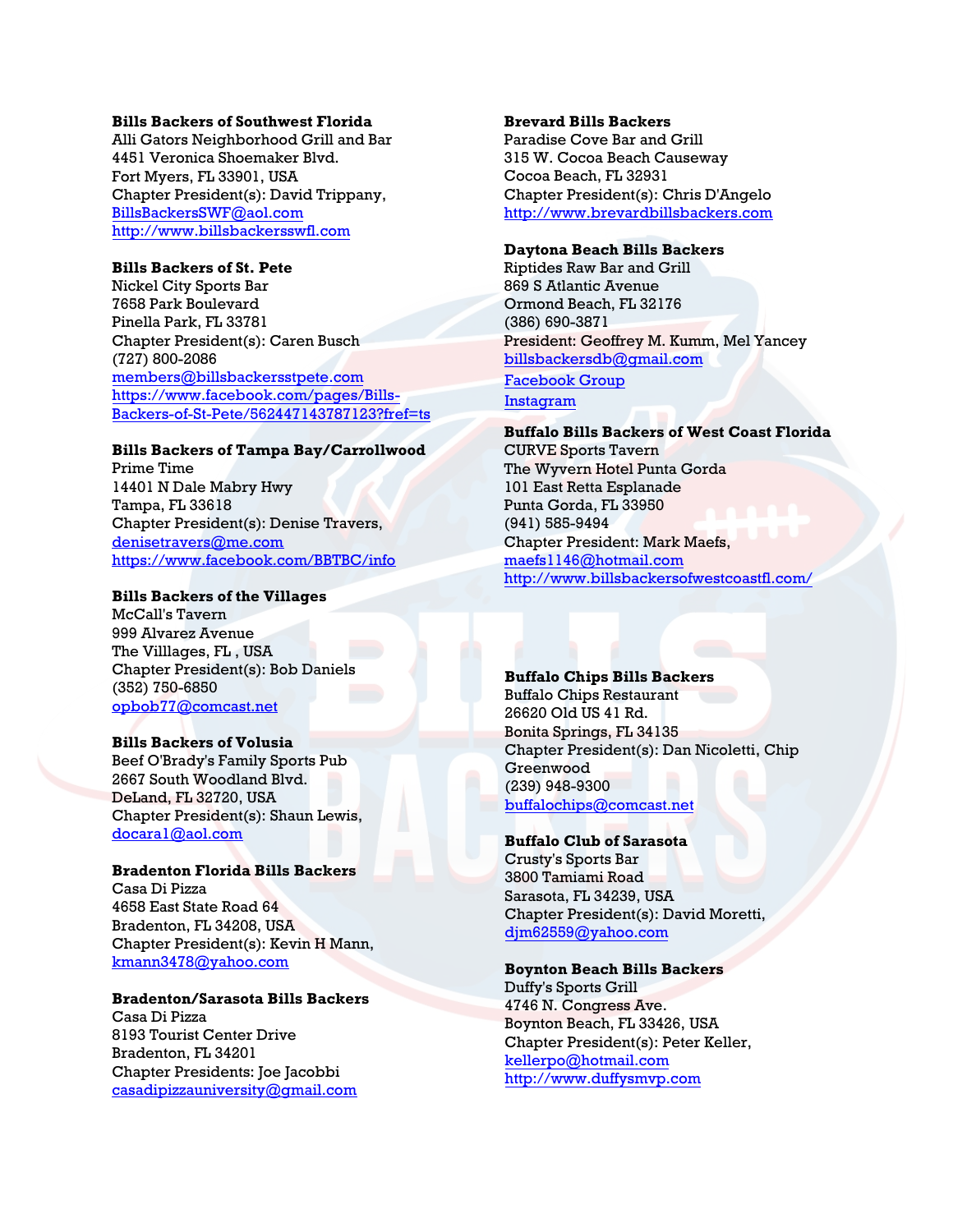**Bills Backers of Southwest Florida**
Alli Gators Neighborhood Grill and Bar
4451 Veronica Shoemaker Blvd.
Fort Myers, FL 33901, USA
Chapter President(s): David Trippany,
BillsBackersSWF@aol.com
http://www.billsbackersswfl.com

**Bills Backers of St. Pete**
Nickel City Sports Bar
7658 Park Boulevard
Pinella Park, FL 33781
Chapter President(s): Caren Busch
(727) 800-2086
members@billsbackersstpete.com
https://www.facebook.com/pages/Bills-Backers-of-St-Pete/562447143787123?fref=ts

**Bills Backers of Tampa Bay/Carrollwood**
Prime Time
14401 N Dale Mabry Hwy
Tampa, FL 33618
Chapter President(s): Denise Travers,
denisetravers@me.com
https://www.facebook.com/BBTBC/info

**Bills Backers of the Villages**
McCall's Tavern
999 Alvarez Avenue
The Villlages, FL , USA
Chapter President(s): Bob Daniels
(352) 750-6850
opbob77@comcast.net

**Bills Backers of Volusia**
Beef O'Brady's Family Sports Pub
2667 South Woodland Blvd.
DeLand, FL 32720, USA
Chapter President(s): Shaun Lewis,
docara1@aol.com

**Bradenton Florida Bills Backers**
Casa Di Pizza
4658 East State Road 64
Bradenton, FL 34208, USA
Chapter President(s): Kevin H Mann,
kmann3478@yahoo.com

**Bradenton/Sarasota Bills Backers**
Casa Di Pizza
8193 Tourist Center Drive
Bradenton, FL 34201
Chapter Presidents: Joe Jacobbi
casadipizzauniversity@gmail.com

**Brevard Bills Backers**
Paradise Cove Bar and Grill
315 W. Cocoa Beach Causeway
Cocoa Beach, FL 32931
Chapter President(s): Chris D'Angelo
http://www.brevardbillsbackers.com

**Daytona Beach Bills Backers**
Riptides Raw Bar and Grill
869 S Atlantic Avenue
Ormond Beach, FL 32176
(386) 690-3871
President: Geoffrey M. Kumm, Mel Yancey
billsbackersdb@gmail.com
Facebook Group
Instagram

**Buffalo Bills Backers of West Coast Florida**
CURVE Sports Tavern
The Wyvern Hotel Punta Gorda
101 East Retta Esplanade
Punta Gorda, FL 33950
(941) 585-9494
Chapter President: Mark Maefs,
maefs1146@hotmail.com
http://www.billsbackersofwestcoastfl.com/

**Buffalo Chips Bills Backers**
Buffalo Chips Restaurant
26620 Old US 41 Rd.
Bonita Springs, FL 34135
Chapter President(s): Dan Nicoletti, Chip Greenwood
(239) 948-9300
buffalochips@comcast.net

**Buffalo Club of Sarasota**
Crusty's Sports Bar
3800 Tamiami Road
Sarasota, FL 34239, USA
Chapter President(s): David Moretti,
djm62559@yahoo.com

**Boynton Beach Bills Backers**
Duffy's Sports Grill
4746 N. Congress Ave.
Boynton Beach, FL 33426, USA
Chapter President(s): Peter Keller,
kellerpo@hotmail.com
http://www.duffysmvp.com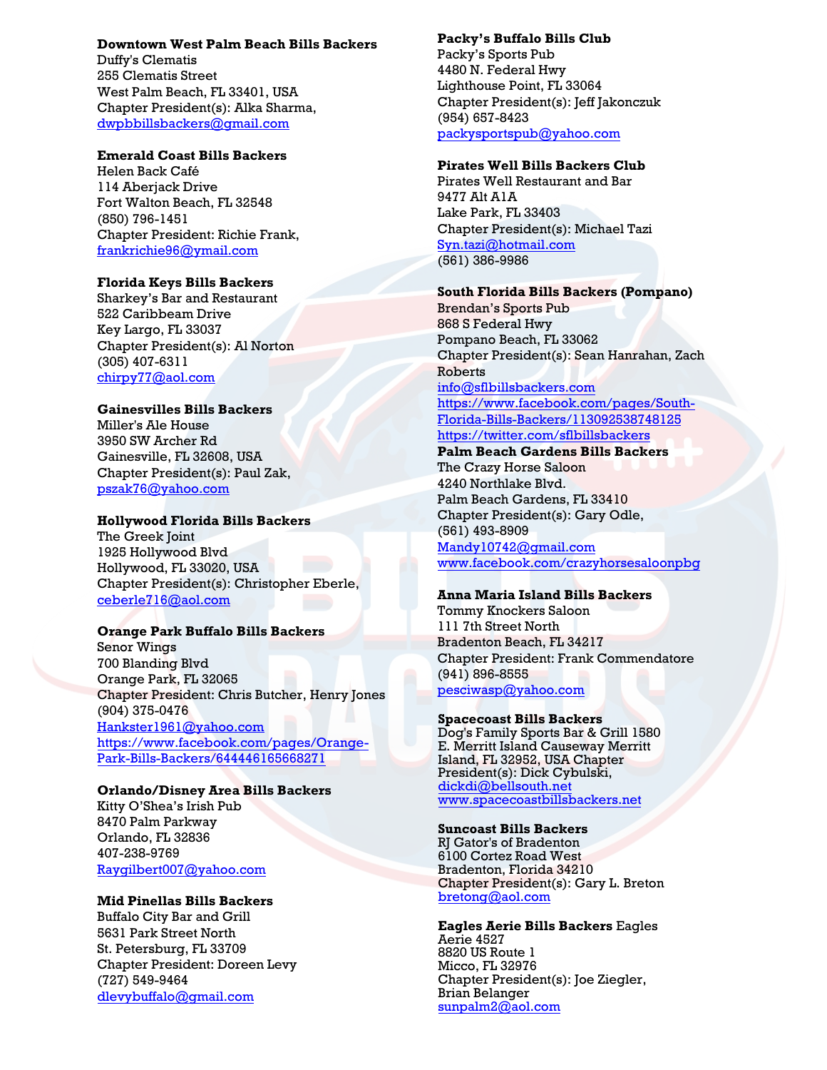**Downtown West Palm Beach Bills Backers**
Duffy's Clematis
255 Clematis Street
West Palm Beach, FL 33401, USA
Chapter President(s): Alka Sharma,
dwpbbillsbackers@gmail.com

**Emerald Coast Bills Backers**
Helen Back Café
114 Aberjack Drive
Fort Walton Beach, FL 32548
(850) 796-1451
Chapter President: Richie Frank,
frankrichie96@ymail.com

**Florida Keys Bills Backers**
Sharkey's Bar and Restaurant
522 Caribbeam Drive
Key Largo, FL 33037
Chapter President(s): Al Norton
(305) 407-6311
chirpy77@aol.com

**Gainesvilles Bills Backers**
Miller's Ale House
3950 SW Archer Rd
Gainesville, FL 32608, USA
Chapter President(s): Paul Zak,
pszak76@yahoo.com

**Hollywood Florida Bills Backers**
The Greek Joint
1925 Hollywood Blvd
Hollywood, FL 33020, USA
Chapter President(s): Christopher Eberle,
ceberle716@aol.com

**Orange Park Buffalo Bills Backers**
Senor Wings
700 Blanding Blvd
Orange Park, FL 32065
Chapter President: Chris Butcher, Henry Jones
(904) 375-0476
Hankster1961@yahoo.com
https://www.facebook.com/pages/Orange-Park-Bills-Backers/644446165668271

**Orlando/Disney Area Bills Backers**
Kitty O'Shea's Irish Pub
8470 Palm Parkway
Orlando, FL 32836
407-238-9769
Raygilbert007@yahoo.com

**Mid Pinellas Bills Backers**
Buffalo City Bar and Grill
5631 Park Street North
St. Petersburg, FL 33709
Chapter President: Doreen Levy
(727) 549-9464
dlevybuffalo@gmail.com

**Packy's Buffalo Bills Club**
Packy's Sports Pub
4480 N. Federal Hwy
Lighthouse Point, FL 33064
Chapter President(s): Jeff Jakonczuk
(954) 657-8423
packysportspub@yahoo.com

**Pirates Well Bills Backers Club**
Pirates Well Restaurant and Bar
9477 Alt A1A
Lake Park, FL 33403
Chapter President(s): Michael Tazi
Syn.tazi@hotmail.com
(561) 386-9986

**South Florida Bills Backers (Pompano)**
Brendan's Sports Pub
868 S Federal Hwy
Pompano Beach, FL 33062
Chapter President(s): Sean Hanrahan, Zach Roberts
info@sflbillsbackers.com
https://www.facebook.com/pages/South-Florida-Bills-Backers/113092538748125
https://twitter.com/sflbillsbackers

**Palm Beach Gardens Bills Backers**
The Crazy Horse Saloon
4240 Northlake Blvd.
Palm Beach Gardens, FL 33410
Chapter President(s): Gary Odle,
(561) 493-8909
Mandy10742@gmail.com
www.facebook.com/crazyhorsesaloonpbg

**Anna Maria Island Bills Backers**
Tommy Knockers Saloon
111 7th Street North
Bradenton Beach, FL 34217
Chapter President: Frank Commendatore
(941) 896-8555
pesciwasp@yahoo.com

**Spacecoast Bills Backers**
Dog's Family Sports Bar & Grill 1580 E. Merritt Island Causeway Merritt Island, FL 32952, USA Chapter President(s): Dick Cybulski,
dickdi@bellsouth.net
www.spacecoastbillsbackers.net

**Suncoast Bills Backers**
RJ Gator's of Bradenton
6100 Cortez Road West
Bradenton, Florida 34210
Chapter President(s): Gary L. Breton
bretong@aol.com

**Eagles Aerie Bills Backers** Eagles Aerie 4527
8820 US Route 1
Micco, FL 32976
Chapter President(s): Joe Ziegler, Brian Belanger
sunpalm2@aol.com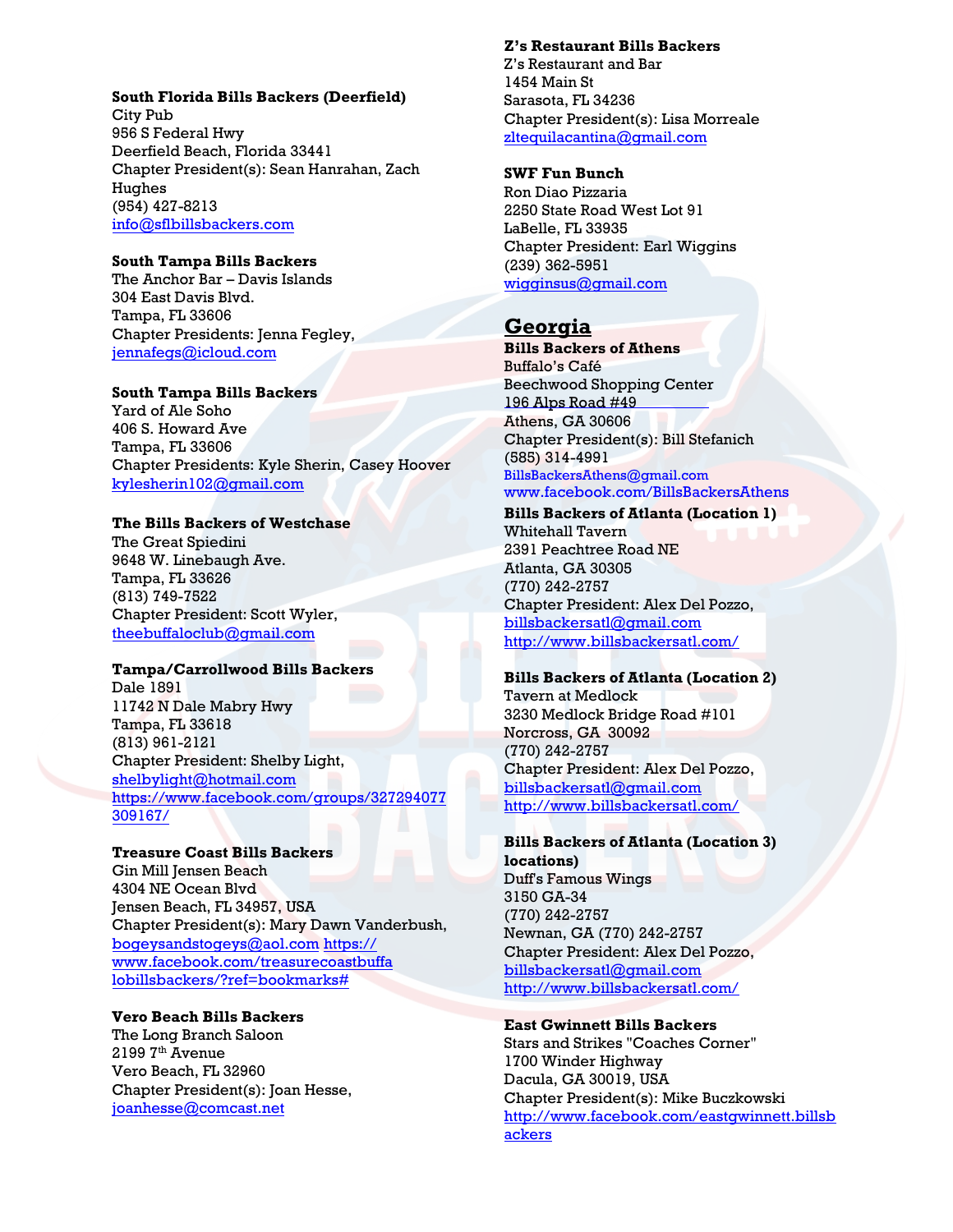**South Florida Bills Backers (Deerfield)**
City Pub
956 S Federal Hwy
Deerfield Beach, Florida 33441
Chapter President(s): Sean Hanrahan, Zach Hughes
(954) 427-8213
info@sflbillsbackers.com

**South Tampa Bills Backers**
The Anchor Bar – Davis Islands
304 East Davis Blvd.
Tampa, FL 33606
Chapter Presidents: Jenna Fegley,
jennafegs@icloud.com

**South Tampa Bills Backers**
Yard of Ale Soho
406 S. Howard Ave
Tampa, FL 33606
Chapter Presidents: Kyle Sherin, Casey Hoover
kylesherin102@gmail.com

**The Bills Backers of Westchase**
The Great Spiedini
9648 W. Linebaugh Ave.
Tampa, FL 33626
(813) 749-7522
Chapter President: Scott Wyler,
theebuffaloclub@gmail.com

**Tampa/Carrollwood Bills Backers**
Dale 1891
11742 N Dale Mabry Hwy
Tampa, FL 33618
(813) 961-2121
Chapter President: Shelby Light,
shelbylight@hotmail.com
https://www.facebook.com/groups/327294077309167/

**Treasure Coast Bills Backers**
Gin Mill Jensen Beach
4304 NE Ocean Blvd
Jensen Beach, FL 34957, USA
Chapter President(s): Mary Dawn Vanderbush,
bogeysandstogeys@aol.com https://www.facebook.com/treasurecoastbuffalobillsbackers/?ref=bookmarks#

**Vero Beach Bills Backers**
The Long Branch Saloon
2199 7th Avenue
Vero Beach, FL 32960
Chapter President(s): Joan Hesse,
joanhesse@comcast.net

**Z's Restaurant Bills Backers**
Z's Restaurant and Bar
1454 Main St
Sarasota, FL 34236
Chapter President(s): Lisa Morreale
zltequilacantina@gmail.com

**SWF Fun Bunch**
Ron Diao Pizzaria
2250 State Road West Lot 91
LaBelle, FL 33935
Chapter President: Earl Wiggins
(239) 362-5951
wigginsus@gmail.com

## Georgia

**Bills Backers of Athens**
Buffalo's Café
Beechwood Shopping Center
196 Alps Road #49
Athens, GA 30606
Chapter President(s): Bill Stefanich
(585) 314-4991
BillsBackersAthens@gmail.com
www.facebook.com/BillsBackersAthens

**Bills Backers of Atlanta (Location 1)**
Whitehall Tavern
2391 Peachtree Road NE
Atlanta, GA 30305
(770) 242-2757
Chapter President: Alex Del Pozzo,
billsbackersatl@gmail.com
http://www.billsbackersatl.com/

**Bills Backers of Atlanta (Location 2)**
Tavern at Medlock
3230 Medlock Bridge Road #101
Norcross, GA 30092
(770) 242-2757
Chapter President: Alex Del Pozzo,
billsbackersatl@gmail.com
http://www.billsbackersatl.com/

**Bills Backers of Atlanta (Location 3) locations)**
Duff's Famous Wings
3150 GA-34
(770) 242-2757
Newnan, GA (770) 242-2757
Chapter President: Alex Del Pozzo,
billsbackersatl@gmail.com
http://www.billsbackersatl.com/

**East Gwinnett Bills Backers**
Stars and Strikes "Coaches Corner"
1700 Winder Highway
Dacula, GA 30019, USA
Chapter President(s): Mike Buczkowski
http://www.facebook.com/eastgwinnett.billsbackers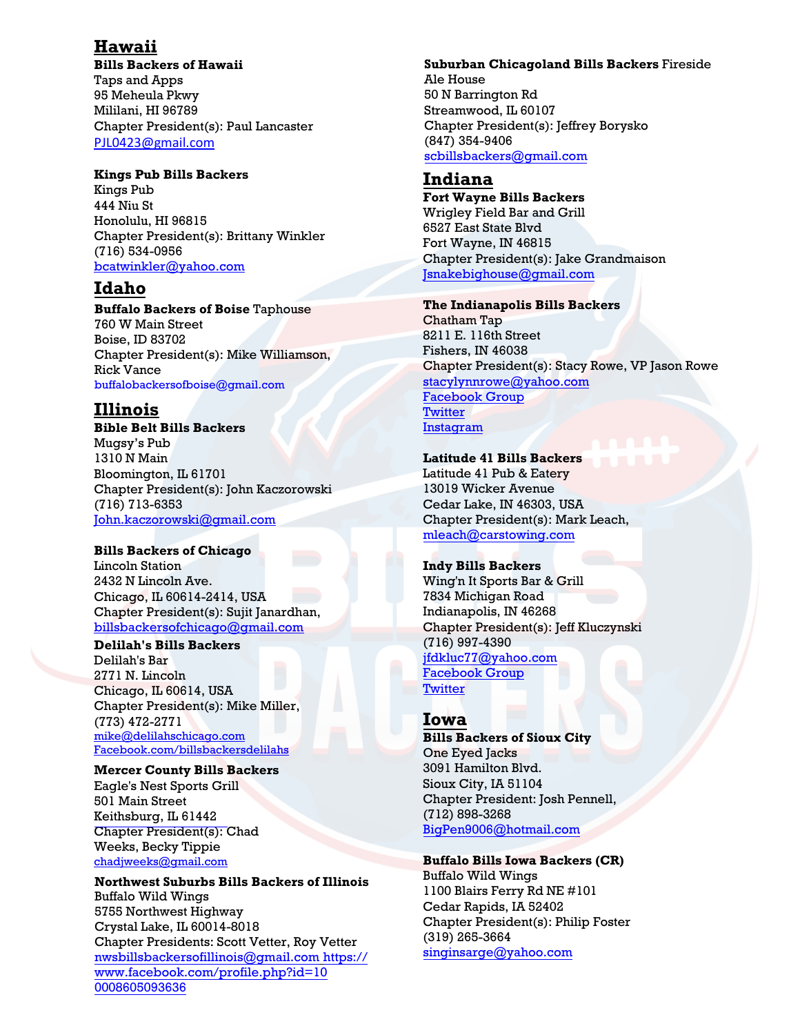## Hawaii

**Bills Backers of Hawaii**
Taps and Apps
95 Meheula Pkwy
Mililani, HI 96789
Chapter President(s): Paul Lancaster
PJL0423@gmail.com

**Kings Pub Bills Backers**
Kings Pub
444 Niu St
Honolulu, HI 96815
Chapter President(s): Brittany Winkler
(716) 534-0956
bcatwinkler@yahoo.com

## Idaho

**Buffalo Backers of Boise** Taphouse
760 W Main Street
Boise, ID 83702
Chapter President(s): Mike Williamson, Rick Vance
buffalobackersofboise@gmail.com

## Illinois

**Bible Belt Bills Backers**
Mugsy's Pub
1310 N Main
Bloomington, IL 61701
Chapter President(s): John Kaczorowski
(716) 713-6353
John.kaczorowski@gmail.com

**Bills Backers of Chicago**
Lincoln Station
2432 N Lincoln Ave.
Chicago, IL 60614-2414, USA
Chapter President(s): Sujit Janardhan,
billsbackersofchicago@gmail.com

**Delilah's Bills Backers**
Delilah's Bar
2771 N. Lincoln
Chicago, IL 60614, USA
Chapter President(s): Mike Miller,
(773) 472-2771
mike@delilahschicago.com
Facebook.com/billsbackersdelilahs

**Mercer County Bills Backers**
Eagle's Nest Sports Grill
501 Main Street
Keithsburg, IL 61442
Chapter President(s): Chad Weeks, Becky Tippie
chadjweeks@gmail.com

**Northwest Suburbs Bills Backers of Illinois**
Buffalo Wild Wings
5755 Northwest Highway
Crystal Lake, IL 60014-8018
Chapter Presidents: Scott Vetter, Roy Vetter
nwsbillsbackersofillinois@gmail.com https://www.facebook.com/profile.php?id=100008605093636

**Suburban Chicagoland Bills Backers** Fireside Ale House
50 N Barrington Rd
Streamwood, IL 60107
Chapter President(s): Jeffrey Borysko
(847) 354-9406
scbillsbackers@gmail.com

## Indiana

**Fort Wayne Bills Backers**
Wrigley Field Bar and Grill
6527 East State Blvd
Fort Wayne, IN 46815
Chapter President(s): Jake Grandmaison
Jsnakebighouse@gmail.com

**The Indianapolis Bills Backers**
Chatham Tap
8211 E. 116th Street
Fishers, IN 46038
Chapter President(s): Stacy Rowe, VP Jason Rowe
stacylynnrowe@yahoo.com
Facebook Group
Twitter
Instagram

**Latitude 41 Bills Backers**
Latitude 41 Pub & Eatery
13019 Wicker Avenue
Cedar Lake, IN 46303, USA
Chapter President(s): Mark Leach,
mleach@carstowing.com

**Indy Bills Backers**
Wing'n It Sports Bar & Grill
7834 Michigan Road
Indianapolis, IN 46268
Chapter President(s): Jeff Kluczynski
(716) 997-4390
jfdkluc77@yahoo.com
Facebook Group
Twitter

## Iowa

**Bills Backers of Sioux City**
One Eyed Jacks
3091 Hamilton Blvd.
Sioux City, IA 51104
Chapter President: Josh Pennell,
(712) 898-3268
BigPen9006@hotmail.com

**Buffalo Bills Iowa Backers (CR)**
Buffalo Wild Wings
1100 Blairs Ferry Rd NE #101
Cedar Rapids, IA 52402
Chapter President(s): Philip Foster
(319) 265-3664
singinsarge@yahoo.com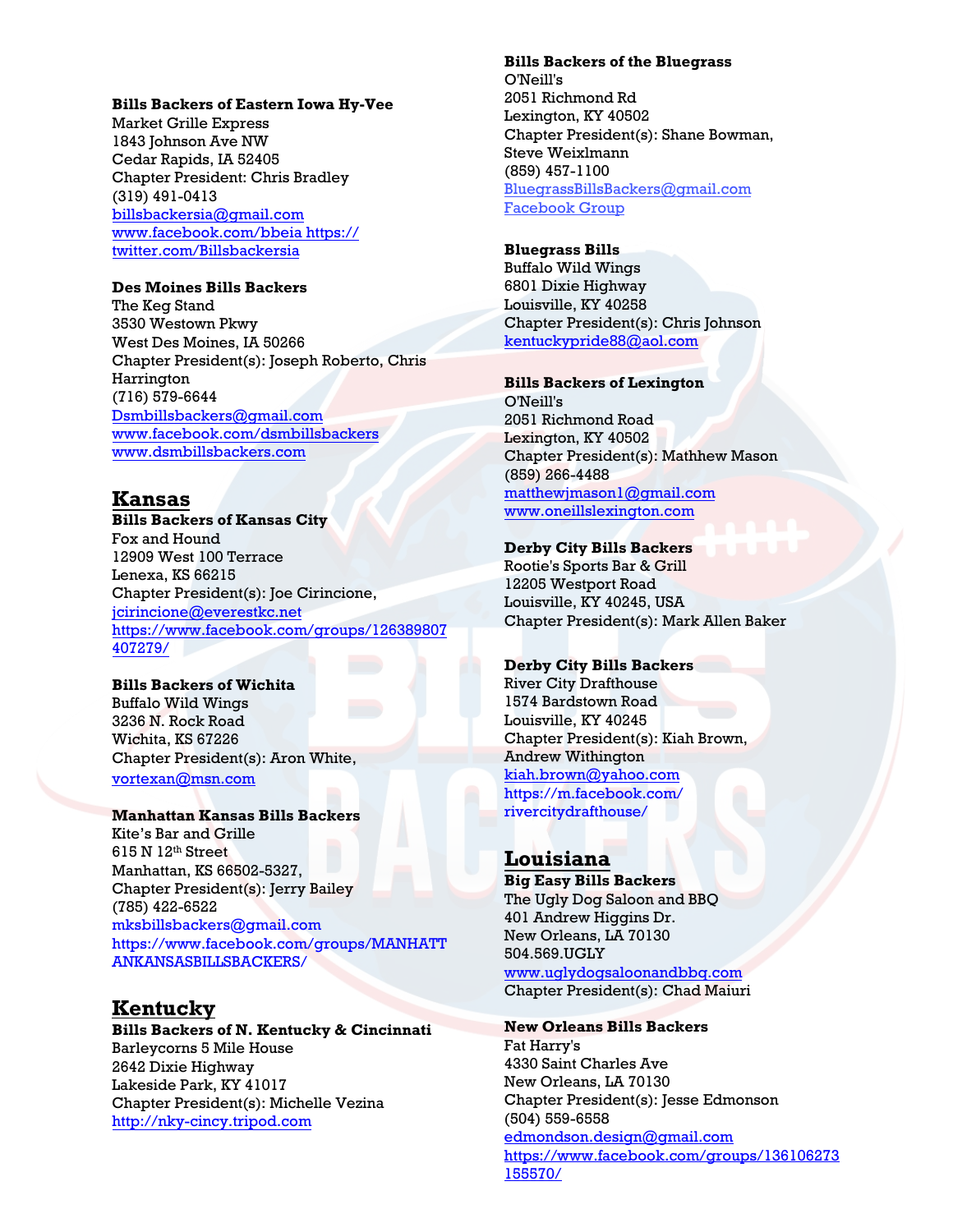**Bills Backers of Eastern Iowa Hy-Vee**
Market Grille Express
1843 Johnson Ave NW
Cedar Rapids, IA 52405
Chapter President: Chris Bradley
(319) 491-0413
billsbackersia@gmail.com
www.facebook.com/bbeia https://twitter.com/Billsbackersia

**Des Moines Bills Backers**
The Keg Stand
3530 Westown Pkwy
West Des Moines, IA 50266
Chapter President(s): Joseph Roberto, Chris Harrington
(716) 579-6644
Dsmbillsbackers@gmail.com
www.facebook.com/dsmbillsbackers
www.dsmbillsbackers.com

## Kansas

**Bills Backers of Kansas City**
Fox and Hound
12909 West 100 Terrace
Lenexa, KS 66215
Chapter President(s): Joe Cirincione,
jcirincione@everestkc.net
https://www.facebook.com/groups/126389807407279/

**Bills Backers of Wichita**
Buffalo Wild Wings
3236 N. Rock Road
Wichita, KS 67226
Chapter President(s): Aron White,
vortexan@msn.com

**Manhattan Kansas Bills Backers**
Kite's Bar and Grille
615 N 12th Street
Manhattan, KS 66502-5327,
Chapter President(s): Jerry Bailey
(785) 422-6522
mksbillsbackers@gmail.com
https://www.facebook.com/groups/MANHATTANKANSASBILLSBACKERS/

## Kentucky

**Bills Backers of N. Kentucky & Cincinnati**
Barleycorns 5 Mile House
2642 Dixie Highway
Lakeside Park, KY 41017
Chapter President(s): Michelle Vezina
http://nky-cincy.tripod.com

**Bills Backers of the Bluegrass**
O'Neill's
2051 Richmond Rd
Lexington, KY 40502
Chapter President(s): Shane Bowman, Steve Weixlmann
(859) 457-1100
BluegrassBillsBackers@gmail.com
Facebook Group

**Bluegrass Bills**
Buffalo Wild Wings
6801 Dixie Highway
Louisville, KY 40258
Chapter President(s): Chris Johnson
kentuckypride88@aol.com

**Bills Backers of Lexington**
O'Neill's
2051 Richmond Road
Lexington, KY 40502
Chapter President(s): Mathhew Mason
(859) 266-4488
matthewjmason1@gmail.com
www.oneillslexington.com

**Derby City Bills Backers**
Rootie's Sports Bar & Grill
12205 Westport Road
Louisville, KY 40245, USA
Chapter President(s): Mark Allen Baker

**Derby City Bills Backers**
River City Drafthouse
1574 Bardstown Road
Louisville, KY 40245
Chapter President(s): Kiah Brown, Andrew Withington
kiah.brown@yahoo.com
https://m.facebook.com/rivercitydrafthouse/

## Louisiana

**Big Easy Bills Backers**
The Ugly Dog Saloon and BBQ
401 Andrew Higgins Dr.
New Orleans, LA 70130
504.569.UGLY
www.uglydogsaloonandbbq.com
Chapter President(s): Chad Maiuri

**New Orleans Bills Backers**
Fat Harry's
4330 Saint Charles Ave
New Orleans, LA 70130
Chapter President(s): Jesse Edmonson
(504) 559-6558
edmondson.design@gmail.com
https://www.facebook.com/groups/136106273155570/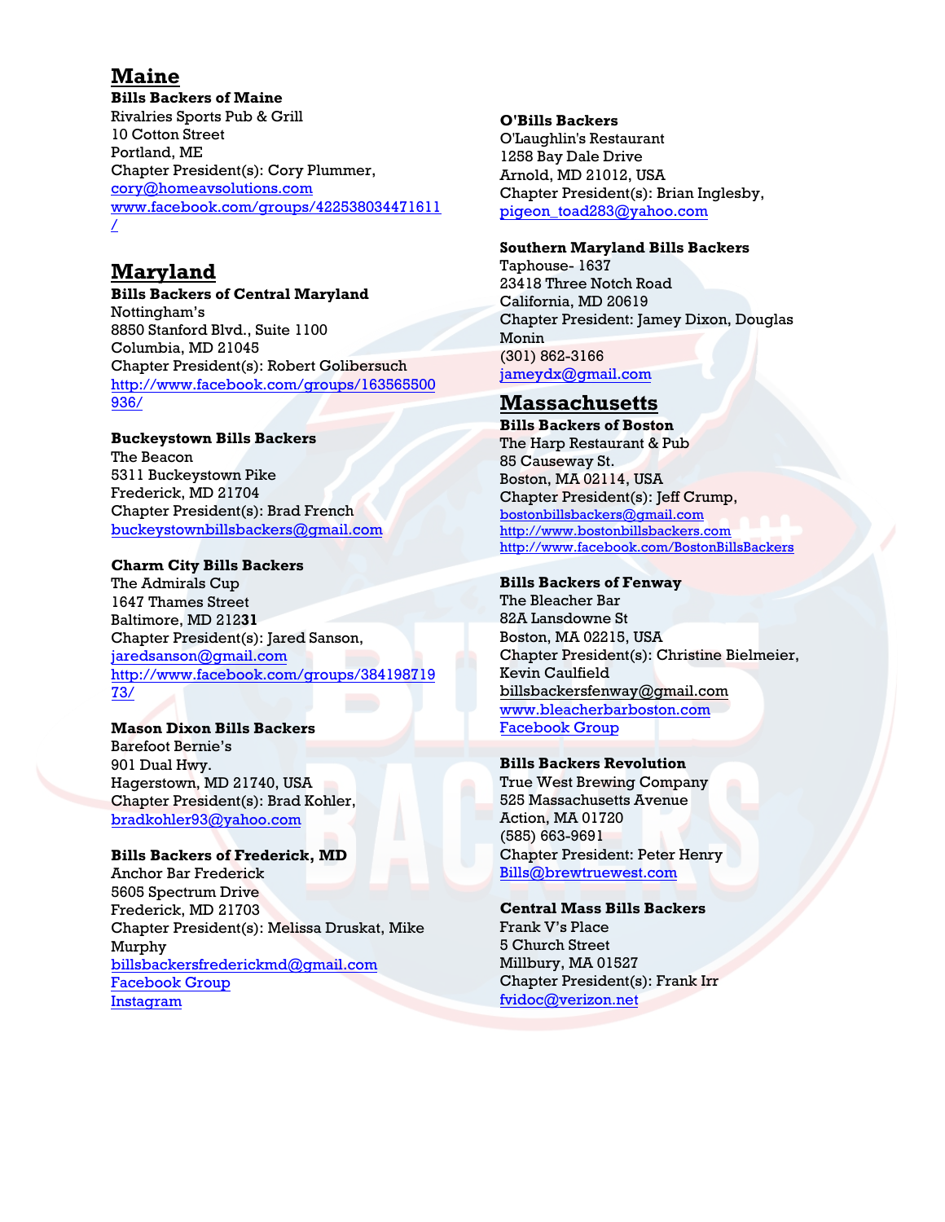## Maine

**Bills Backers of Maine**
Rivalries Sports Pub & Grill
10 Cotton Street
Portland, ME
Chapter President(s): Cory Plummer,
cory@homeavsolutions.com
www.facebook.com/groups/422538034471611/

## Maryland

**Bills Backers of Central Maryland**
Nottingham's
8850 Stanford Blvd., Suite 1100
Columbia, MD 21045
Chapter President(s): Robert Golibersuch
http://www.facebook.com/groups/163565500936/

**Buckeystown Bills Backers**
The Beacon
5311 Buckeystown Pike
Frederick, MD 21704
Chapter President(s): Brad French
buckeystownbillsbackers@gmail.com

**Charm City Bills Backers**
The Admirals Cup
1647 Thames Street
Baltimore, MD 21231
Chapter President(s): Jared Sanson,
jaredsanson@gmail.com
http://www.facebook.com/groups/38419871973/

**Mason Dixon Bills Backers**
Barefoot Bernie's
901 Dual Hwy.
Hagerstown, MD 21740, USA
Chapter President(s): Brad Kohler,
bradkohler93@yahoo.com

**Bills Backers of Frederick, MD**
Anchor Bar Frederick
5605 Spectrum Drive
Frederick, MD 21703
Chapter President(s): Melissa Druskat, Mike Murphy
billsbackersfrederickmd@gmail.com
Facebook Group
Instagram

**O'Bills Backers**
O'Laughlin's Restaurant
1258 Bay Dale Drive
Arnold, MD 21012, USA
Chapter President(s): Brian Inglesby,
pigeon_toad283@yahoo.com

**Southern Maryland Bills Backers**
Taphouse- 1637
23418 Three Notch Road
California, MD 20619
Chapter President: Jamey Dixon, Douglas Monin
(301) 862-3166
jameydx@gmail.com

## Massachusetts

**Bills Backers of Boston**
The Harp Restaurant & Pub
85 Causeway St.
Boston, MA 02114, USA
Chapter President(s): Jeff Crump,
bostonbillsbackers@gmail.com
http://www.bostonbillsbackers.com
http://www.facebook.com/BostonBillsBackers

**Bills Backers of Fenway**
The Bleacher Bar
82A Lansdowne St
Boston, MA 02215, USA
Chapter President(s): Christine Bielmeier, Kevin Caulfield
billsbackersfenway@gmail.com
www.bleacherbarboston.com
Facebook Group

**Bills Backers Revolution**
True West Brewing Company
525 Massachusetts Avenue
Action, MA 01720
(585) 663-9691
Chapter President: Peter Henry
Bills@brewtruewest.com

**Central Mass Bills Backers**
Frank V's Place
5 Church Street
Millbury, MA 01527
Chapter President(s): Frank Irr
fvidoc@verizon.net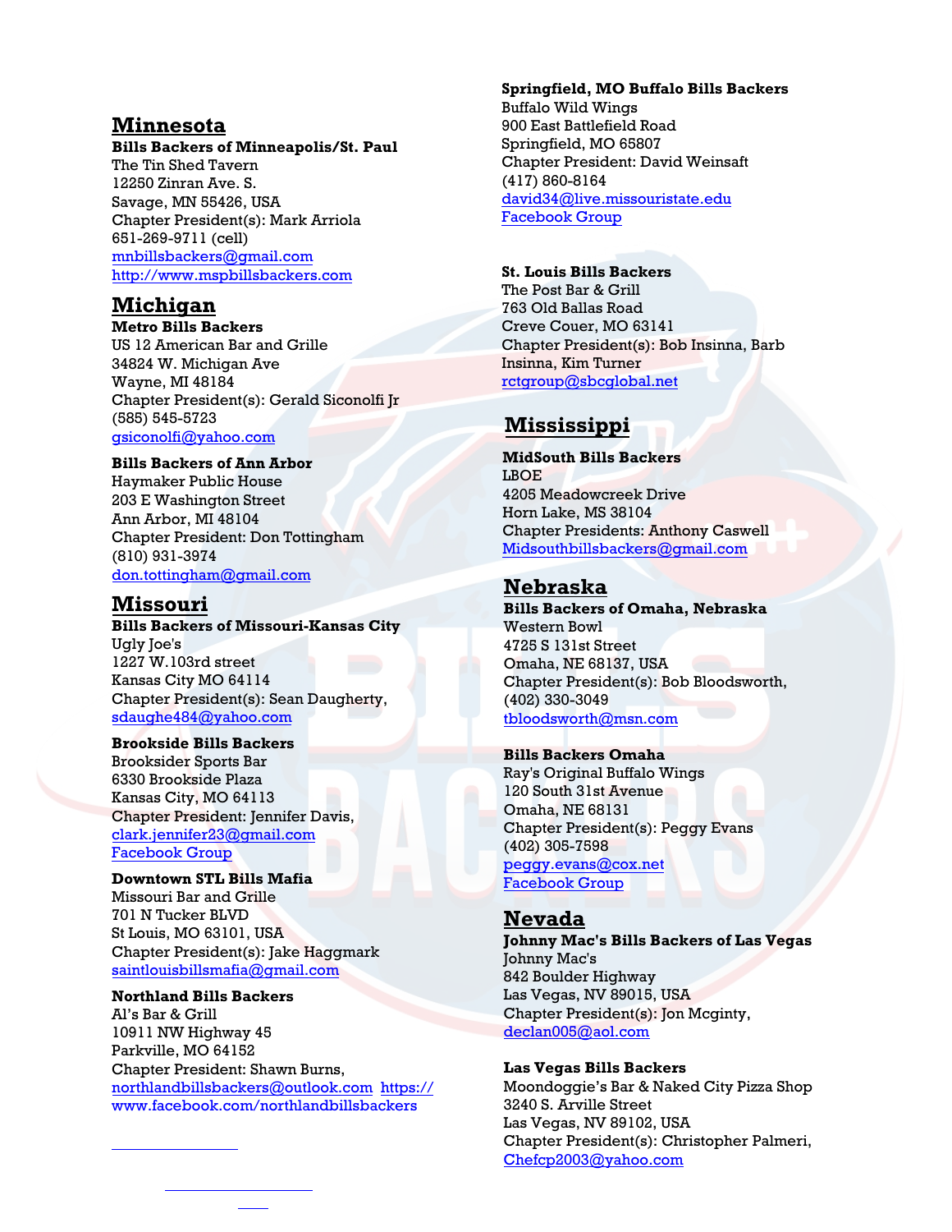## Minnesota

**Bills Backers of Minneapolis/St. Paul**
The Tin Shed Tavern
12250 Zinran Ave. S.
Savage, MN 55426, USA
Chapter President(s): Mark Arriola
651-269-9711 (cell)
mnbillsbackers@gmail.com
http://www.mspbillsbackers.com

## Michigan

**Metro Bills Backers**
US 12 American Bar and Grille
34824 W. Michigan Ave
Wayne, MI 48184
Chapter President(s): Gerald Siconolfi Jr
(585) 545-5723
gsiconolfi@yahoo.com

**Bills Backers of Ann Arbor**
Haymaker Public House
203 E Washington Street
Ann Arbor, MI 48104
Chapter President: Don Tottingham
(810) 931-3974
don.tottingham@gmail.com

## Missouri

**Bills Backers of Missouri-Kansas City**
Ugly Joe's
1227 W.103rd street
Kansas City MO 64114
Chapter President(s): Sean Daugherty,
sdaughe484@yahoo.com

**Brookside Bills Backers**
Brooksider Sports Bar
6330 Brookside Plaza
Kansas City, MO 64113
Chapter President: Jennifer Davis,
clark.jennifer23@gmail.com
Facebook Group

**Downtown STL Bills Mafia**
Missouri Bar and Grille
701 N Tucker BLVD
St Louis, MO 63101, USA
Chapter President(s): Jake Haggmark
saintlouisbillsmafia@gmail.com

**Northland Bills Backers**
Al's Bar & Grill
10911 NW Highway 45
Parkville, MO 64152
Chapter President: Shawn Burns,
northlandbillsbackers@outlook.com https://www.facebook.com/northlandbillsbackers

**Springfield, MO Buffalo Bills Backers**
Buffalo Wild Wings
900 East Battlefield Road
Springfield, MO 65807
Chapter President: David Weinsaft
(417) 860-8164
david34@live.missouristate.edu
Facebook Group

**St. Louis Bills Backers**
The Post Bar & Grill
763 Old Ballas Road
Creve Couer, MO 63141
Chapter President(s): Bob Insinna, Barb Insinna, Kim Turner
rctgroup@sbcglobal.net

## Mississippi

**MidSouth Bills Backers**
LBOE
4205 Meadowcreek Drive
Horn Lake, MS 38104
Chapter Presidents: Anthony Caswell
Midsouthbillsbackers@gmail.com

## Nebraska

**Bills Backers of Omaha, Nebraska**
Western Bowl
4725 S 131st Street
Omaha, NE 68137, USA
Chapter President(s): Bob Bloodsworth,
(402) 330-3049
tbloodsworth@msn.com

**Bills Backers Omaha**
Ray's Original Buffalo Wings
120 South 31st Avenue
Omaha, NE 68131
Chapter President(s): Peggy Evans
(402) 305-7598
peggy.evans@cox.net
Facebook Group

## Nevada

**Johnny Mac's Bills Backers of Las Vegas**
Johnny Mac's
842 Boulder Highway
Las Vegas, NV 89015, USA
Chapter President(s): Jon Mcginty,
declan005@aol.com

**Las Vegas Bills Backers**
Moondoggie's Bar & Naked City Pizza Shop
3240 S. Arville Street
Las Vegas, NV 89102, USA
Chapter President(s): Christopher Palmeri,
Chefcp2003@yahoo.com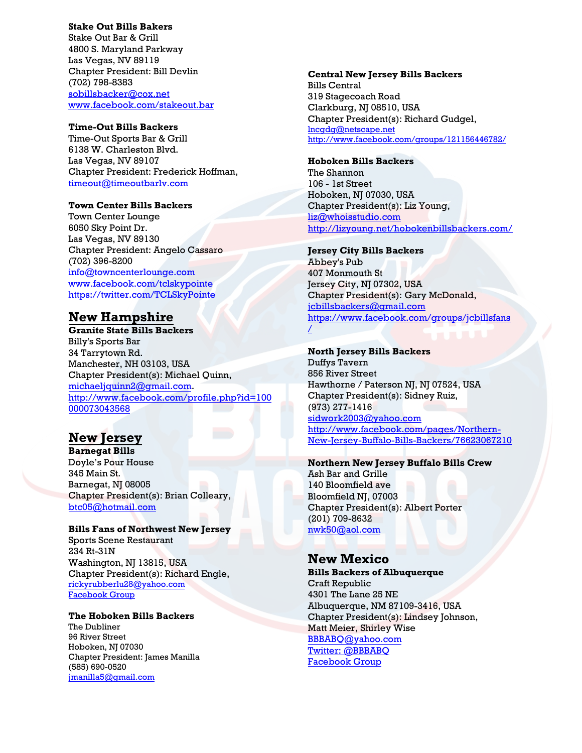**Stake Out Bills Bakers**
Stake Out Bar & Grill
4800 S. Maryland Parkway
Las Vegas, NV 89119
Chapter President: Bill Devlin
(702) 798-8383
sobillsbacker@cox.net
www.facebook.com/stakeout.bar

**Time-Out Bills Backers**
Time-Out Sports Bar & Grill
6138 W. Charleston Blvd.
Las Vegas, NV 89107
Chapter President: Frederick Hoffman,
timeout@timeoutbarlv.com

**Town Center Bills Backers**
Town Center Lounge
6050 Sky Point Dr.
Las Vegas, NV 89130
Chapter President: Angelo Cassaro
(702) 396-8200
info@towncenterlounge.com
www.facebook.com/tclskypointe
https://twitter.com/TCLSkyPointe

## New Hampshire

**Granite State Bills Backers**
Billy's Sports Bar
34 Tarrytown Rd.
Manchester, NH 03103, USA
Chapter President(s): Michael Quinn,
michaeljquinn2@gmail.com.
http://www.facebook.com/profile.php?id=100000073043568

## New Jersey

**Barnegat Bills**
Doyle's Pour House
345 Main St.
Barnegat, NJ 08005
Chapter President(s): Brian Colleary,
btc05@hotmail.com

**Bills Fans of Northwest New Jersey**
Sports Scene Restaurant
234 Rt-31N
Washington, NJ 13815, USA
Chapter President(s): Richard Engle,
rickyrubberlu28@yahoo.com
Facebook Group

**The Hoboken Bills Backers**
The Dubliner
96 River Street
Hoboken, NJ 07030
Chapter President: James Manilla
(585) 690-0520
jmanilla5@gmail.com

**Central New Jersey Bills Backers**
Bills Central
319 Stagecoach Road
Clarkburg, NJ 08510, USA
Chapter President(s): Richard Gudgel,
lncgdg@netscape.net
http://www.facebook.com/groups/121156446782/

**Hoboken Bills Backers**
The Shannon
106 - 1st Street
Hoboken, NJ 07030, USA
Chapter President(s): Liz Young,
liz@whoisstudio.com
http://lizyoung.net/hobokenbillsbackers.com/

**Jersey City Bills Backers**
Abbey's Pub
407 Monmouth St
Jersey City, NJ 07302, USA
Chapter President(s): Gary McDonald,
jcbillsbackers@gmail.com
https://www.facebook.com/groups/jcbillsfans/

**North Jersey Bills Backers**
Duffys Tavern
856 River Street
Hawthorne / Paterson NJ, NJ 07524, USA
Chapter President(s): Sidney Ruiz,
(973) 277-1416
sidwork2003@yahoo.com
http://www.facebook.com/pages/Northern-New-Jersey-Buffalo-Bills-Backers/76623067210

**Northern New Jersey Buffalo Bills Crew**
Ash Bar and Grille
140 Bloomfield ave
Bloomfield NJ, 07003
Chapter President(s): Albert Porter
(201) 709-8632
nwk50@aol.com

## New Mexico

**Bills Backers of Albuquerque**
Craft Republic
4301 The Lane 25 NE
Albuquerque, NM 87109-3416, USA
Chapter President(s): Lindsey Johnson, Matt Meier, Shirley Wise
BBBABQ@yahoo.com
Twitter: @BBBABQ
Facebook Group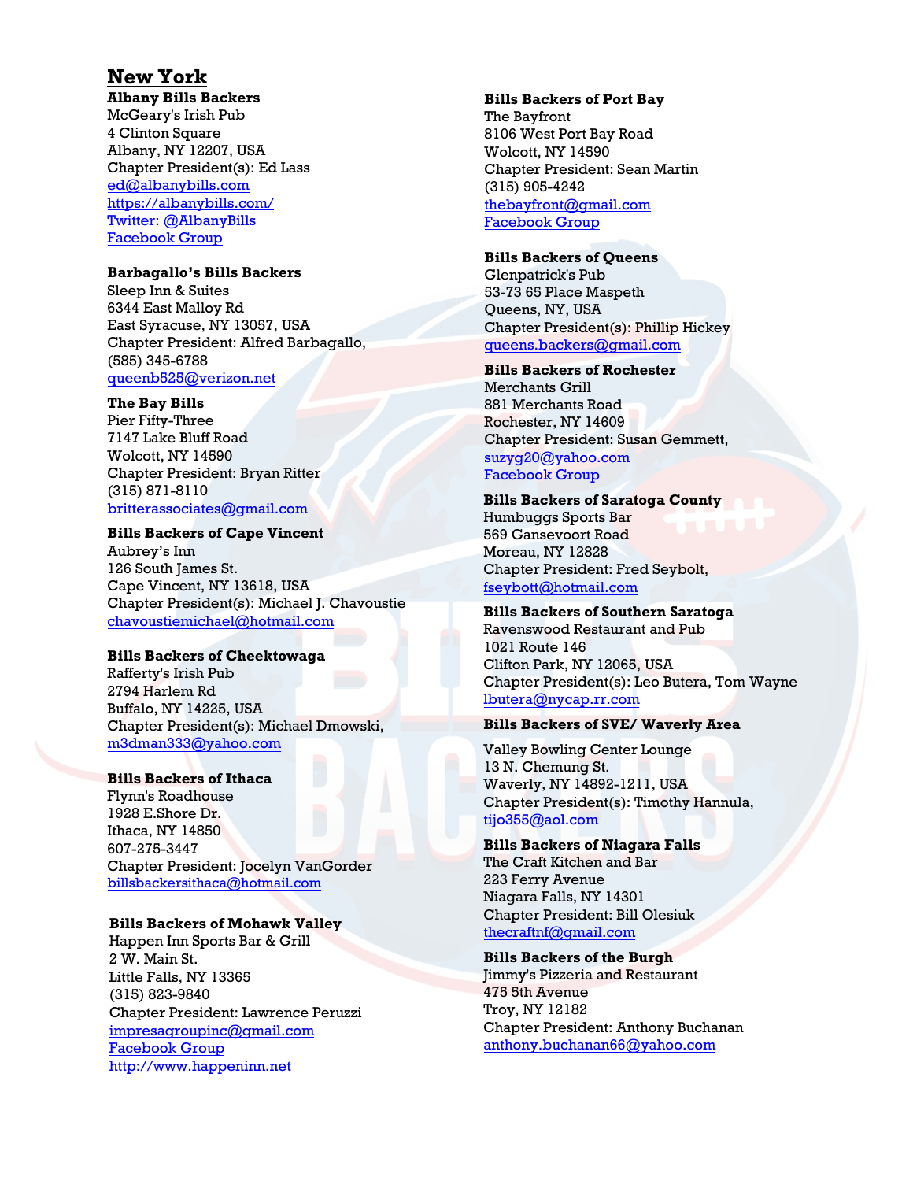# New York

**Albany Bills Backers**
McGeary's Irish Pub
4 Clinton Square
Albany, NY 12207, USA
Chapter President(s): Ed Lass
ed@albanybills.com
https://albanybills.com/
Twitter: @AlbanyBills
Facebook Group

**Barbagallo's Bills Backers**
Sleep Inn & Suites
6344 East Malloy Rd
East Syracuse, NY 13057, USA
Chapter President: Alfred Barbagallo,
(585) 345-6788
queenb525@verizon.net

**The Bay Bills**
Pier Fifty-Three
7147 Lake Bluff Road
Wolcott, NY 14590
Chapter President: Bryan Ritter
(315) 871-8110
britterassociates@gmail.com

**Bills Backers of Cape Vincent**
Aubrey's Inn
126 South James St.
Cape Vincent, NY 13618, USA
Chapter President(s): Michael J. Chavoustie
chavoustiemichael@hotmail.com

**Bills Backers of Cheektowaga**
Rafferty's Irish Pub
2794 Harlem Rd
Buffalo, NY 14225, USA
Chapter President(s): Michael Dmowski,
m3dman333@yahoo.com

**Bills Backers of Ithaca**
Flynn's Roadhouse
1928 E.Shore Dr.
Ithaca, NY 14850
607-275-3447
Chapter President: Jocelyn VanGorder
billsbackersithaca@hotmail.com

**Bills Backers of Mohawk Valley**
Happen Inn Sports Bar & Grill
2 W. Main St.
Little Falls, NY 13365
(315) 823-9840
Chapter President: Lawrence Peruzzi
impresagroupinc@gmail.com
Facebook Group
http://www.happeninn.net

**Bills Backers of Port Bay**
The Bayfront
8106 West Port Bay Road
Wolcott, NY 14590
Chapter President: Sean Martin
(315) 905-4242
thebayfront@gmail.com
Facebook Group

**Bills Backers of Queens**
Glenpatrick's Pub
53-73 65 Place Maspeth
Queens, NY, USA
Chapter President(s): Phillip Hickey
queens.backers@gmail.com

**Bills Backers of Rochester**
Merchants Grill
881 Merchants Road
Rochester, NY 14609
Chapter President: Susan Gemmett,
suzyg20@yahoo.com
Facebook Group

**Bills Backers of Saratoga County**
Humbuggs Sports Bar
569 Gansevoort Road
Moreau, NY 12828
Chapter President: Fred Seybolt,
fseybott@hotmail.com

**Bills Backers of Southern Saratoga**
Ravenswood Restaurant and Pub
1021 Route 146
Clifton Park, NY 12065, USA
Chapter President(s): Leo Butera, Tom Wayne
lbutera@nycap.rr.com

**Bills Backers of SVE/ Waverly Area**
Valley Bowling Center Lounge
13 N. Chemung St.
Waverly, NY 14892-1211, USA
Chapter President(s): Timothy Hannula,
tijo355@aol.com

**Bills Backers of Niagara Falls**
The Craft Kitchen and Bar
223 Ferry Avenue
Niagara Falls, NY 14301
Chapter President: Bill Olesiuk
thecraftnf@gmail.com

**Bills Backers of the Burgh**
Jimmy's Pizzeria and Restaurant
475 5th Avenue
Troy, NY 12182
Chapter President: Anthony Buchanan
anthony.buchanan66@yahoo.com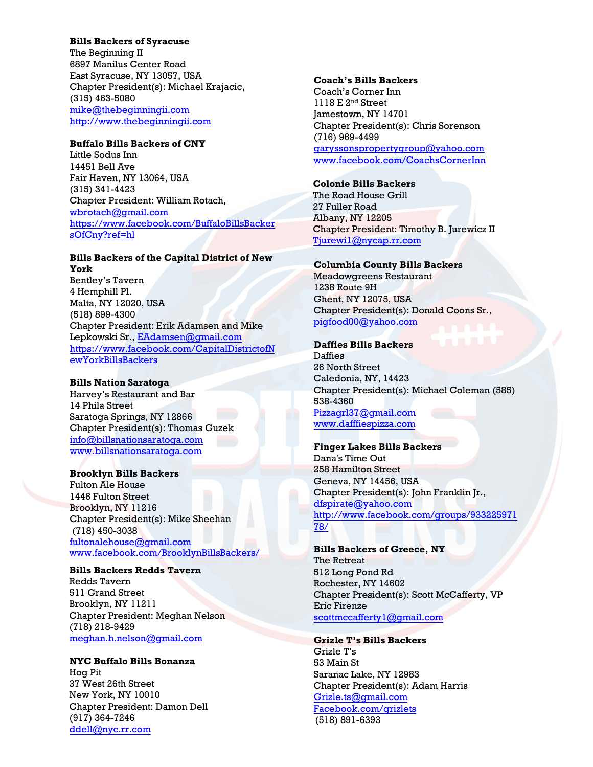**Bills Backers of Syracuse**
The Beginning II
6897 Manilus Center Road
East Syracuse, NY 13057, USA
Chapter President(s): Michael Krajacic,
(315) 463-5080
mike@thebeginningii.com
http://www.thebeginningii.com

**Buffalo Bills Backers of CNY**
Little Sodus Inn
14451 Bell Ave
Fair Haven, NY 13064, USA
(315) 341-4423
Chapter President: William Rotach,
wbrotach@gmail.com
https://www.facebook.com/BuffaloBillsBackersOfCny?ref=hl

**Bills Backers of the Capital District of New York**
Bentley's Tavern
4 Hemphill Pl.
Malta, NY 12020, USA
(518) 899-4300
Chapter President: Erik Adamsen and Mike Lepkowski Sr., EAdamsen@gmail.com
https://www.facebook.com/CapitalDistrictofNewYorkBillsBackers

**Bills Nation Saratoga**
Harvey's Restaurant and Bar
14 Phila Street
Saratoga Springs, NY 12866
Chapter President(s): Thomas Guzek
info@billsnationsaratoga.com
www.billsnationsaratoga.com

**Brooklyn Bills Backers**
Fulton Ale House
1446 Fulton Street
Brooklyn, NY 11216
Chapter President(s): Mike Sheehan
(718) 450-3038
fultonalehouse@gmail.com
www.facebook.com/BrooklynBillsBackers/

**Bills Backers Redds Tavern**
Redds Tavern
511 Grand Street
Brooklyn, NY 11211
Chapter President: Meghan Nelson
(718) 218-9429
meghan.h.nelson@gmail.com

**NYC Buffalo Bills Bonanza**
Hog Pit
37 West 26th Street
New York, NY 10010
Chapter President: Damon Dell
(917) 364-7246
ddell@nyc.rr.com

**Coach's Bills Backers**
Coach's Corner Inn
1118 E 2nd Street
Jamestown, NY 14701
Chapter President(s): Chris Sorenson
(716) 969-4499
garyssonspropertygroup@yahoo.com
www.facebook.com/CoachsCornerInn

**Colonie Bills Backers**
The Road House Grill
27 Fuller Road
Albany, NY 12205
Chapter President: Timothy B. Jurewicz II
Tjurewi1@nycap.rr.com

**Columbia County Bills Backers**
Meadowgreens Restaurant
1238 Route 9H
Ghent, NY 12075, USA
Chapter President(s): Donald Coons Sr.,
pigfood00@yahoo.com

**Daffies Bills Backers**
Daffies
26 North Street
Caledonia, NY, 14423
Chapter President(s): Michael Coleman (585) 538-4360
Pizzagrl37@gmail.com
www.dafffiespizza.com

**Finger Lakes Bills Backers**
Dana's Time Out
258 Hamilton Street
Geneva, NY 14456, USA
Chapter President(s): John Franklin Jr.,
dfspirate@yahoo.com
http://www.facebook.com/groups/93322597178/

**Bills Backers of Greece, NY**
The Retreat
512 Long Pond Rd
Rochester, NY 14602
Chapter President(s): Scott McCafferty, VP Eric Firenze
scottmccafferty1@gmail.com

**Grizle T's Bills Backers**
Grizle T's
53 Main St
Saranac Lake, NY 12983
Chapter President(s): Adam Harris
Grizle.ts@gmail.com
Facebook.com/grizlets
(518) 891-6393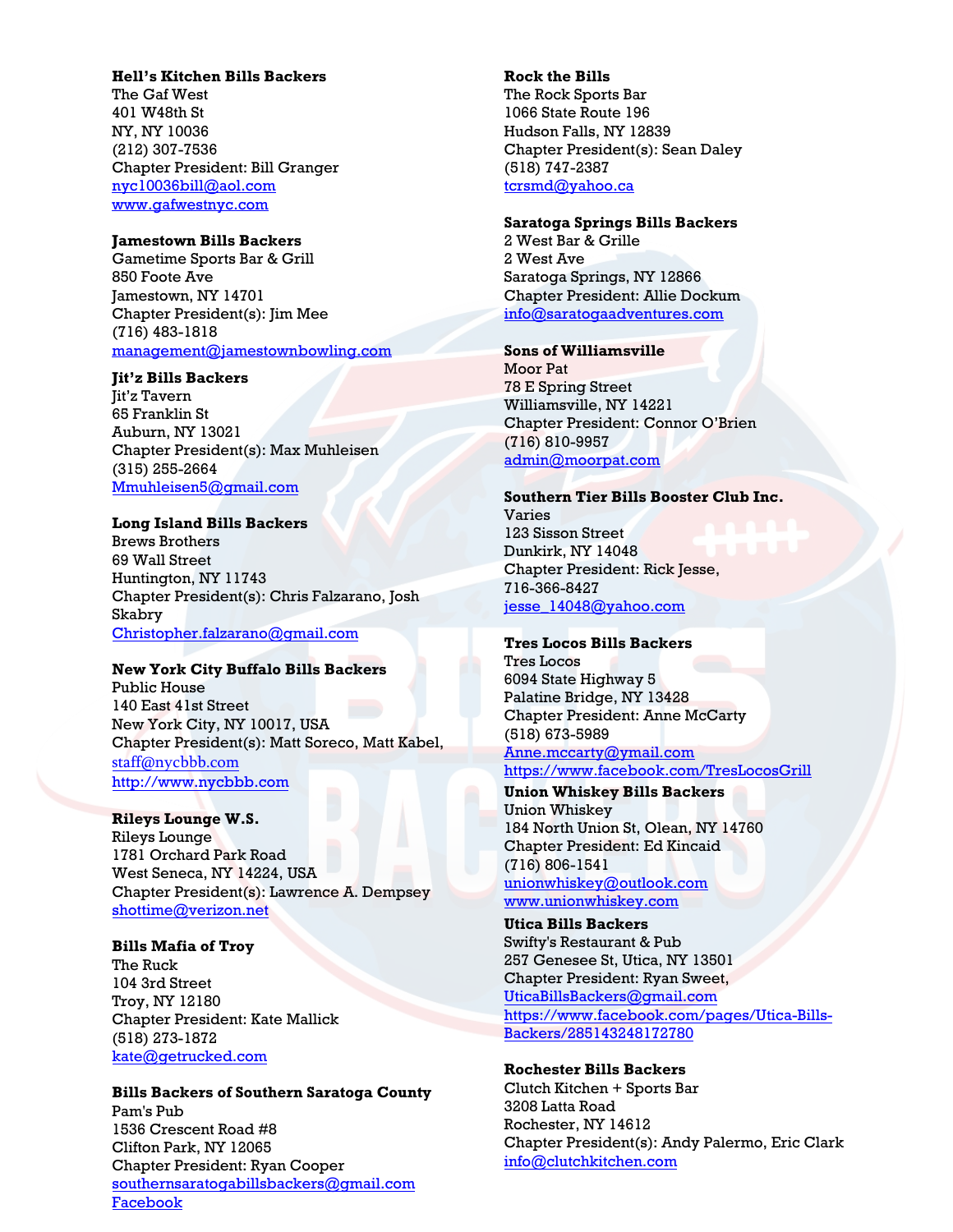**Hell's Kitchen Bills Backers**
The Gaf West
401 W48th St
NY, NY 10036
(212) 307-7536
Chapter President: Bill Granger
nyc10036bill@aol.com
www.gafwestnyc.com

**Jamestown Bills Backers**
Gametime Sports Bar & Grill
850 Foote Ave
Jamestown, NY 14701
Chapter President(s): Jim Mee
(716) 483-1818
management@jamestownbowling.com

**Jit'z Bills Backers**
Jit'z Tavern
65 Franklin St
Auburn, NY 13021
Chapter President(s): Max Muhleisen
(315) 255-2664
Mmuhleisen5@gmail.com

**Long Island Bills Backers**
Brews Brothers
69 Wall Street
Huntington, NY 11743
Chapter President(s): Chris Falzarano, Josh Skabry
Christopher.falzarano@gmail.com

**New York City Buffalo Bills Backers**
Public House
140 East 41st Street
New York City, NY 10017, USA
Chapter President(s): Matt Soreco, Matt Kabel,
staff@nycbbb.com
http://www.nycbbb.com

**Rileys Lounge W.S.**
Rileys Lounge
1781 Orchard Park Road
West Seneca, NY 14224, USA
Chapter President(s): Lawrence A. Dempsey
shottime@verizon.net

**Bills Mafia of Troy**
The Ruck
104 3rd Street
Troy, NY 12180
Chapter President: Kate Mallick
(518) 273-1872
kate@getrucked.com

**Bills Backers of Southern Saratoga County**
Pam's Pub
1536 Crescent Road #8
Clifton Park, NY 12065
Chapter President: Ryan Cooper
southernsaratogabillsbackers@gmail.com
Facebook

**Rock the Bills**
The Rock Sports Bar
1066 State Route 196
Hudson Falls, NY 12839
Chapter President(s): Sean Daley
(518) 747-2387
tcrsmd@yahoo.ca

**Saratoga Springs Bills Backers**
2 West Bar & Grille
2 West Ave
Saratoga Springs, NY 12866
Chapter President: Allie Dockum
info@saratogaadventures.com

**Sons of Williamsville**
Moor Pat
78 E Spring Street
Williamsville, NY 14221
Chapter President: Connor O'Brien
(716) 810-9957
admin@moorpat.com

**Southern Tier Bills Booster Club Inc.**
Varies
123 Sisson Street
Dunkirk, NY 14048
Chapter President: Rick Jesse,
716-366-8427
jesse_14048@yahoo.com

**Tres Locos Bills Backers**
Tres Locos
6094 State Highway 5
Palatine Bridge, NY 13428
Chapter President: Anne McCarty
(518) 673-5989
Anne.mccarty@ymail.com
https://www.facebook.com/TresLocosGrill

**Union Whiskey Bills Backers**
Union Whiskey
184 North Union St, Olean, NY 14760
Chapter President: Ed Kincaid
(716) 806-1541
unionwhiskey@outlook.com
www.unionwhiskey.com

**Utica Bills Backers**
Swifty's Restaurant & Pub
257 Genesee St, Utica, NY 13501
Chapter President: Ryan Sweet,
UticaBillsBackers@gmail.com
https://www.facebook.com/pages/Utica-Bills-Backers/285143248172780

**Rochester Bills Backers**
Clutch Kitchen + Sports Bar
3208 Latta Road
Rochester, NY 14612
Chapter President(s): Andy Palermo, Eric Clark
info@clutchkitchen.com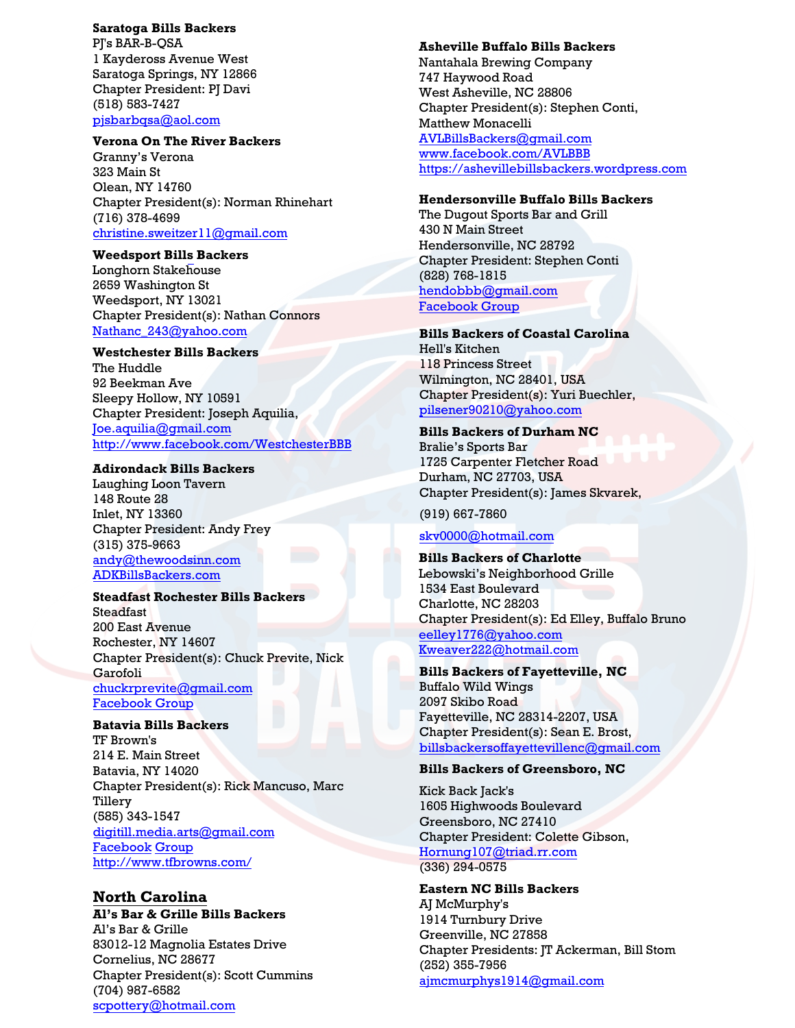**Saratoga Bills Backers**
PJ's BAR-B-QSA
1 Kaydeross Avenue West
Saratoga Springs, NY 12866
Chapter President: PJ Davi
(518) 583-7427
pjsbarbqsa@aol.com

**Verona On The River Backers**
Granny's Verona
323 Main St
Olean, NY 14760
Chapter President(s): Norman Rhinehart
(716) 378-4699
christine.sweitzer11@gmail.com

**Weedsport Bills Backers**
Longhorn Stakehouse
2659 Washington St
Weedsport, NY 13021
Chapter President(s): Nathan Connors
Nathanc_243@yahoo.com

**Westchester Bills Backers**
The Huddle
92 Beekman Ave
Sleepy Hollow, NY 10591
Chapter President: Joseph Aquilia,
Joe.aquilia@gmail.com
http://www.facebook.com/WestchesterBBB

**Adirondack Bills Backers**
Laughing Loon Tavern
148 Route 28
Inlet, NY 13360
Chapter President: Andy Frey
(315) 375-9663
andy@thewoodsinn.com
ADKBillsBackers.com

**Steadfast Rochester Bills Backers**
Steadfast
200 East Avenue
Rochester, NY 14607
Chapter President(s): Chuck Previte, Nick Garofoli
chuckrprevite@gmail.com
Facebook Group

**Batavia Bills Backers**
TF Brown's
214 E. Main Street
Batavia, NY 14020
Chapter President(s): Rick Mancuso, Marc Tillery
(585) 343-1547
digitill.media.arts@gmail.com
Facebook Group
http://www.tfbrowns.com/

## North Carolina

**Al's Bar & Grille Bills Backers**
Al's Bar & Grille
83012-12 Magnolia Estates Drive
Cornelius, NC 28677
Chapter President(s): Scott Cummins
(704) 987-6582
scpottery@hotmail.com

**Asheville Buffalo Bills Backers**
Nantahala Brewing Company
747 Haywood Road
West Asheville, NC 28806
Chapter President(s): Stephen Conti, Matthew Monacelli
AVLBillsBackers@gmail.com
www.facebook.com/AVLBBB
https://ashevillebillsbackers.wordpress.com

**Hendersonville Buffalo Bills Backers**
The Dugout Sports Bar and Grill
430 N Main Street
Hendersonville, NC 28792
Chapter President: Stephen Conti
(828) 768-1815
hendobbb@gmail.com
Facebook Group

**Bills Backers of Coastal Carolina**
Hell's Kitchen
118 Princess Street
Wilmington, NC 28401, USA
Chapter President(s): Yuri Buechler,
pilsener90210@yahoo.com

**Bills Backers of Durham NC**
Bralie's Sports Bar
1725 Carpenter Fletcher Road
Durham, NC 27703, USA
Chapter President(s): James Skvarek,
(919) 667-7860
skv0000@hotmail.com

**Bills Backers of Charlotte**
Lebowski's Neighborhood Grille
1534 East Boulevard
Charlotte, NC 28203
Chapter President(s): Ed Elley, Buffalo Bruno
eelley1776@yahoo.com
Kweaver222@hotmail.com

**Bills Backers of Fayetteville, NC**
Buffalo Wild Wings
2097 Skibo Road
Fayetteville, NC 28314-2207, USA
Chapter President(s): Sean E. Brost,
billsbackersoffayettevillenc@gmail.com

**Bills Backers of Greensboro, NC**
Kick Back Jack's
1605 Highwoods Boulevard
Greensboro, NC 27410
Chapter President: Colette Gibson,
Hornung107@triad.rr.com
(336) 294-0575

**Eastern NC Bills Backers**
AJ McMurphy's
1914 Turnbury Drive
Greenville, NC 27858
Chapter Presidents: JT Ackerman, Bill Stom
(252) 355-7956
ajmcmurphys1914@gmail.com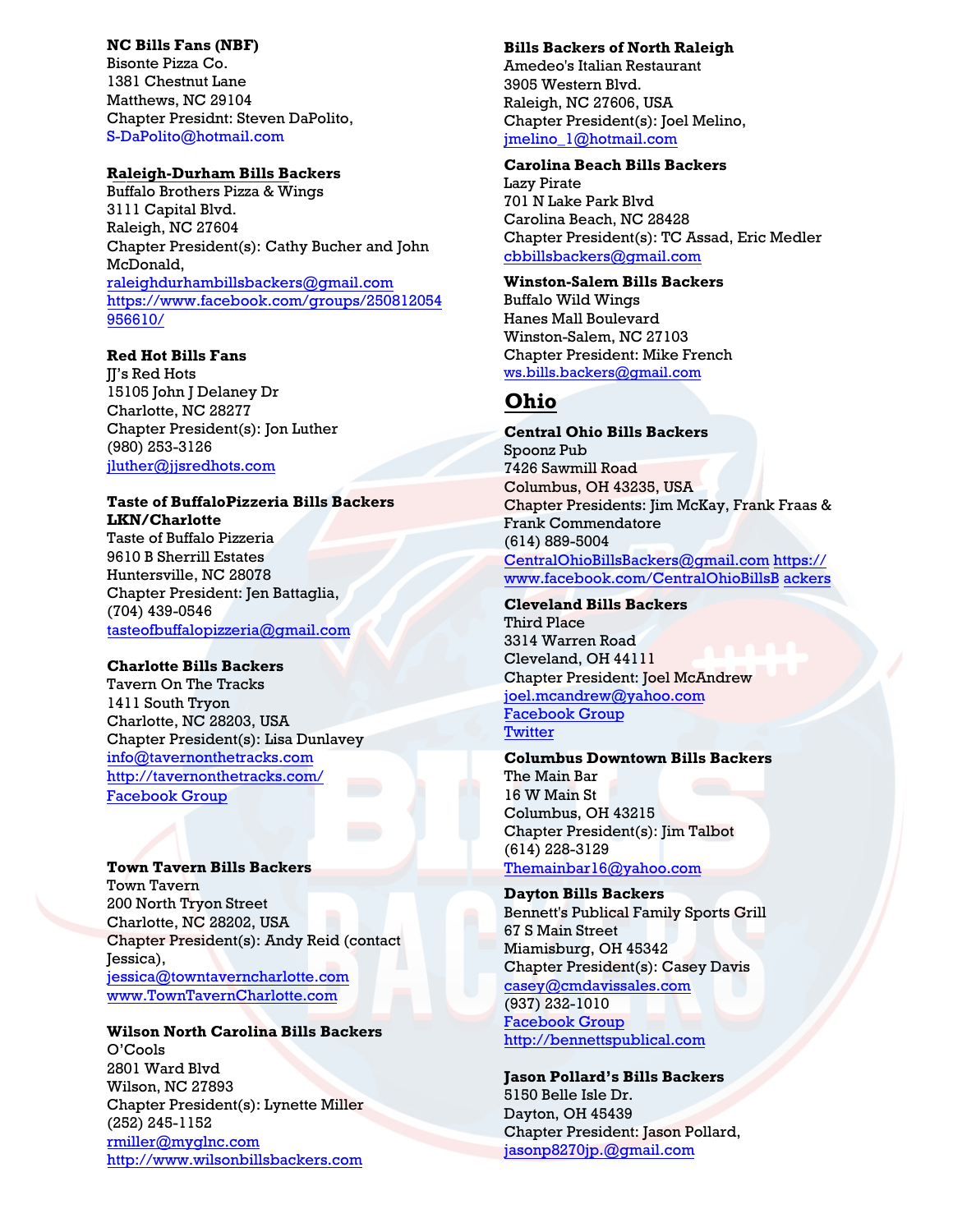**NC Bills Fans (NBF)**
Bisonte Pizza Co.
1381 Chestnut Lane
Matthews, NC 29104
Chapter Presidnt: Steven DaPolito,
S-DaPolito@hotmail.com

**Raleigh-Durham Bills Backers**
Buffalo Brothers Pizza & Wings
3111 Capital Blvd.
Raleigh, NC 27604
Chapter President(s): Cathy Bucher and John McDonald,
raleighdurhambillsbackers@gmail.com
https://www.facebook.com/groups/250812054956610/

**Red Hot Bills Fans**
JJ's Red Hots
15105 John J Delaney Dr
Charlotte, NC 28277
Chapter President(s): Jon Luther
(980) 253-3126
jluther@jjsredhots.com

**Taste of BuffaloPizzeria Bills Backers LKN/Charlotte**
Taste of Buffalo Pizzeria
9610 B Sherrill Estates
Huntersville, NC 28078
Chapter President: Jen Battaglia,
(704) 439-0546
tasteofbuffalopizzeria@gmail.com

**Charlotte Bills Backers**
Tavern On The Tracks
1411 South Tryon
Charlotte, NC 28203, USA
Chapter President(s): Lisa Dunlavey
info@tavernonthetracks.com
http://tavernonthetracks.com/
Facebook Group

**Town Tavern Bills Backers**
Town Tavern
200 North Tryon Street
Charlotte, NC 28202, USA
Chapter President(s): Andy Reid (contact Jessica),
jessica@towntaverncharlotte.com
www.TownTavernCharlotte.com

**Wilson North Carolina Bills Backers**
O'Cools
2801 Ward Blvd
Wilson, NC 27893
Chapter President(s): Lynette Miller
(252) 245-1152
rmiller@myglnc.com
http://www.wilsonbillsbackers.com

**Bills Backers of North Raleigh**
Amedeo's Italian Restaurant
3905 Western Blvd.
Raleigh, NC 27606, USA
Chapter President(s): Joel Melino,
jmelino_1@hotmail.com

**Carolina Beach Bills Backers**
Lazy Pirate
701 N Lake Park Blvd
Carolina Beach, NC 28428
Chapter President(s): TC Assad, Eric Medler
cbbillsbackers@gmail.com

**Winston-Salem Bills Backers**
Buffalo Wild Wings
Hanes Mall Boulevard
Winston-Salem, NC 27103
Chapter President: Mike French
ws.bills.backers@gmail.com

## Ohio

**Central Ohio Bills Backers**
Spoonz Pub
7426 Sawmill Road
Columbus, OH 43235, USA
Chapter Presidents: Jim McKay, Frank Fraas & Frank Commendatore
(614) 889-5004
CentralOhioBillsBackers@gmail.com https://www.facebook.com/CentralOhioBillsBackers

**Cleveland Bills Backers**
Third Place
3314 Warren Road
Cleveland, OH 44111
Chapter President: Joel McAndrew
joel.mcandrew@yahoo.com
Facebook Group
Twitter

**Columbus Downtown Bills Backers**
The Main Bar
16 W Main St
Columbus, OH 43215
Chapter President(s): Jim Talbot
(614) 228-3129
Themainbar16@yahoo.com

**Dayton Bills Backers**
Bennett's Publical Family Sports Grill
67 S Main Street
Miamisburg, OH 45342
Chapter President(s): Casey Davis
casey@cmdavissales.com
(937) 232-1010
Facebook Group
http://bennettspublical.com

**Jason Pollard's Bills Backers**
5150 Belle Isle Dr.
Dayton, OH 45439
Chapter President: Jason Pollard,
jasonp8270jp.@gmail.com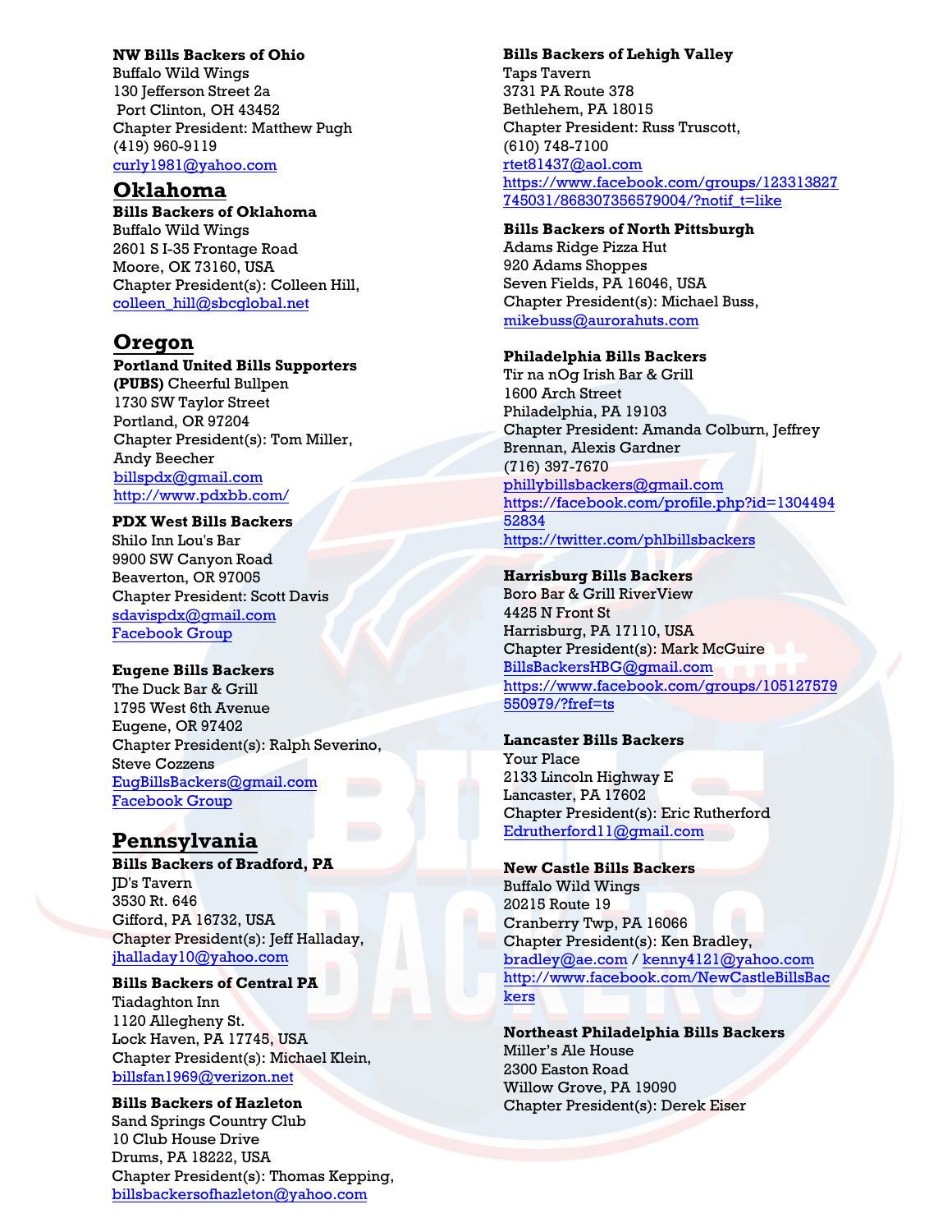**NW Bills Backers of Ohio**
Buffalo Wild Wings
130 Jefferson Street 2a
Port Clinton, OH 43452
Chapter President: Matthew Pugh
(419) 960-9119
curly1981@yahoo.com

## Oklahoma

**Bills Backers of Oklahoma**
Buffalo Wild Wings
2601 S I-35 Frontage Road
Moore, OK 73160, USA
Chapter President(s): Colleen Hill,
colleen_hill@sbcglobal.net

## Oregon

**Portland United Bills Supporters (PUBS)** Cheerful Bullpen
1730 SW Taylor Street
Portland, OR 97204
Chapter President(s): Tom Miller, Andy Beecher
billspdx@gmail.com
http://www.pdxbb.com/

**PDX West Bills Backers**
Shilo Inn Lou's Bar
9900 SW Canyon Road
Beaverton, OR 97005
Chapter President: Scott Davis
sdavispdx@gmail.com
Facebook Group

**Eugene Bills Backers**
The Duck Bar & Grill
1795 West 6th Avenue
Eugene, OR 97402
Chapter President(s): Ralph Severino, Steve Cozzens
EugBillsBackers@gmail.com
Facebook Group

## Pennsylvania

**Bills Backers of Bradford, PA**
JD's Tavern
3530 Rt. 646
Gifford, PA 16732, USA
Chapter President(s): Jeff Halladay,
jhalladay10@yahoo.com

**Bills Backers of Central PA**
Tiadaghton Inn
1120 Allegheny St.
Lock Haven, PA 17745, USA
Chapter President(s): Michael Klein,
billsfan1969@verizon.net

**Bills Backers of Hazleton**
Sand Springs Country Club
10 Club House Drive
Drums, PA 18222, USA
Chapter President(s): Thomas Kepping,
billsbackersofhazleton@yahoo.com

**Bills Backers of Lehigh Valley**
Taps Tavern
3731 PA Route 378
Bethlehem, PA 18015
Chapter President: Russ Truscott,
(610) 748-7100
rtet81437@aol.com
https://www.facebook.com/groups/123313827745031/868307356579004/?notif_t=like

**Bills Backers of North Pittsburgh**
Adams Ridge Pizza Hut
920 Adams Shoppes
Seven Fields, PA 16046, USA
Chapter President(s): Michael Buss,
mikebuss@aurorahuts.com

**Philadelphia Bills Backers**
Tir na nOg Irish Bar & Grill
1600 Arch Street
Philadelphia, PA 19103
Chapter President: Amanda Colburn, Jeffrey Brennan, Alexis Gardner
(716) 397-7670
phillybillsbackers@gmail.com
https://facebook.com/profile.php?id=130449452834
https://twitter.com/phlbillsbackers

**Harrisburg Bills Backers**
Boro Bar & Grill RiverView
4425 N Front St
Harrisburg, PA 17110, USA
Chapter President(s): Mark McGuire
BillsBackersHBG@gmail.com
https://www.facebook.com/groups/105127579550979/?fref=ts

**Lancaster Bills Backers**
Your Place
2133 Lincoln Highway E
Lancaster, PA 17602
Chapter President(s): Eric Rutherford
Edrutherford11@gmail.com

**New Castle Bills Backers**
Buffalo Wild Wings
20215 Route 19
Cranberry Twp, PA 16066
Chapter President(s): Ken Bradley,
bradley@ae.com / kenny4121@yahoo.com
http://www.facebook.com/NewCastleBillsBackers

**Northeast Philadelphia Bills Backers**
Miller's Ale House
2300 Easton Road
Willow Grove, PA 19090
Chapter President(s): Derek Eiser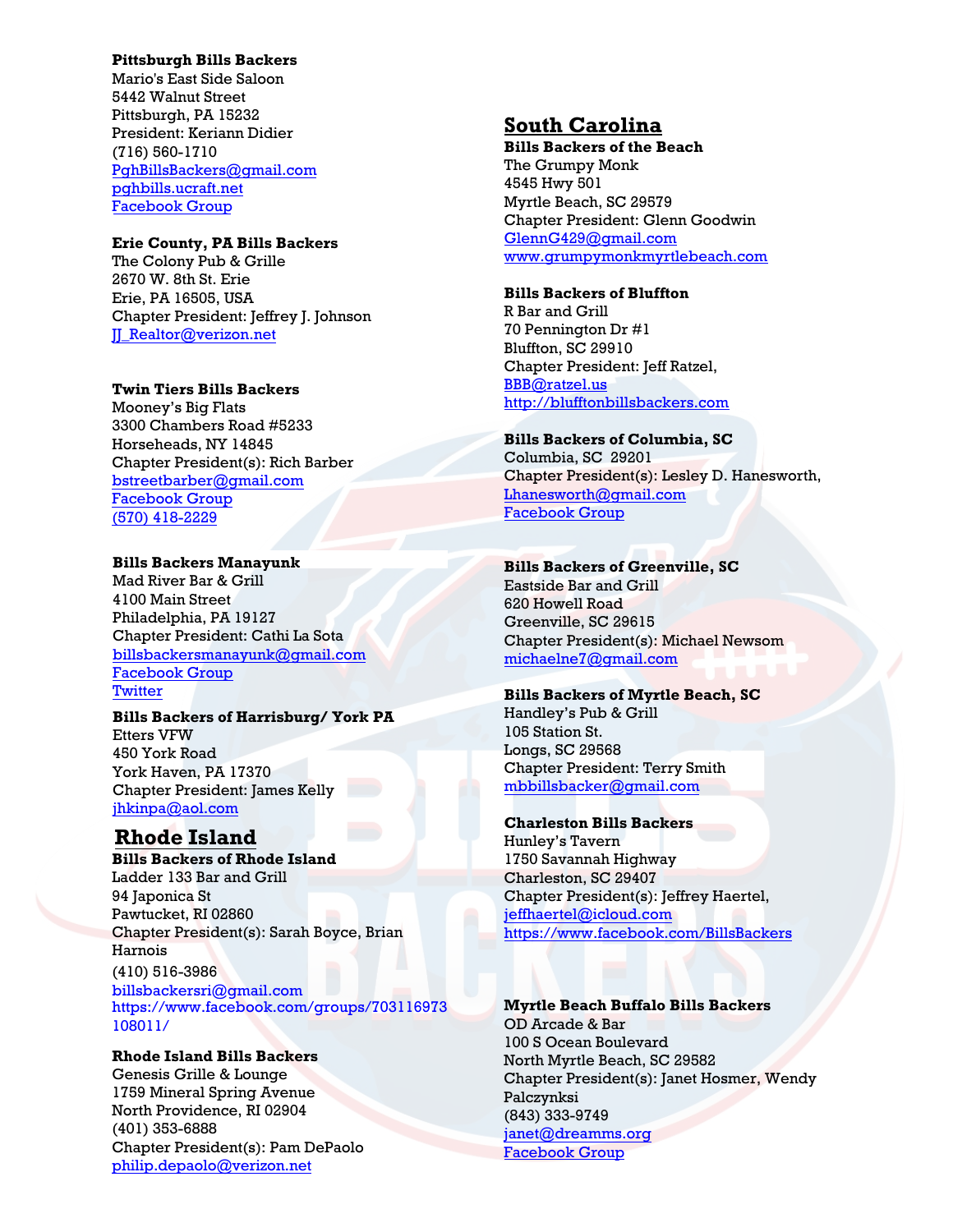**Pittsburgh Bills Backers**
Mario's East Side Saloon
5442 Walnut Street
Pittsburgh, PA 15232
President: Keriann Didier
(716) 560-1710
PghBillsBackers@gmail.com
pghbills.ucraft.net
Facebook Group

**Erie County, PA Bills Backers**
The Colony Pub & Grille
2670 W. 8th St. Erie
Erie, PA 16505, USA
Chapter President: Jeffrey J. Johnson
JJ_Realtor@verizon.net

**Twin Tiers Bills Backers**
Mooney's Big Flats
3300 Chambers Road #5233
Horseheads, NY 14845
Chapter President(s): Rich Barber
bstreetbarber@gmail.com
Facebook Group
(570) 418-2229

**Bills Backers Manayunk**
Mad River Bar & Grill
4100 Main Street
Philadelphia, PA 19127
Chapter President: Cathi La Sota
billsbackersmanayunk@gmail.com
Facebook Group
Twitter

**Bills Backers of Harrisburg/ York PA**
Etters VFW
450 York Road
York Haven, PA 17370
Chapter President: James Kelly
jhkinpa@aol.com

## Rhode Island

**Bills Backers of Rhode Island**
Ladder 133 Bar and Grill
94 Japonica St
Pawtucket, RI 02860
Chapter President(s): Sarah Boyce, Brian Harnois
(410) 516-3986
billsbackersri@gmail.com
https://www.facebook.com/groups/703116973108011/

**Rhode Island Bills Backers**
Genesis Grille & Lounge
1759 Mineral Spring Avenue
North Providence, RI 02904
(401) 353-6888
Chapter President(s): Pam DePaolo
philip.depaolo@verizon.net

## South Carolina

**Bills Backers of the Beach**
The Grumpy Monk
4545 Hwy 501
Myrtle Beach, SC 29579
Chapter President: Glenn Goodwin
GlennG429@gmail.com
www.grumpymonkmyrtlebeach.com

**Bills Backers of Bluffton**
R Bar and Grill
70 Pennington Dr #1
Bluffton, SC 29910
Chapter President: Jeff Ratzel,
BBB@ratzel.us
http://blufftonbillsbackers.com

**Bills Backers of Columbia, SC**
Columbia, SC 29201
Chapter President(s): Lesley D. Hanesworth,
Lhanesworth@gmail.com
Facebook Group

**Bills Backers of Greenville, SC**
Eastside Bar and Grill
620 Howell Road
Greenville, SC 29615
Chapter President(s): Michael Newsom
michaelne7@gmail.com

**Bills Backers of Myrtle Beach, SC**
Handley's Pub & Grill
105 Station St.
Longs, SC 29568
Chapter President: Terry Smith
mbbillsbacker@gmail.com

**Charleston Bills Backers**
Hunley's Tavern
1750 Savannah Highway
Charleston, SC 29407
Chapter President(s): Jeffrey Haertel,
jeffhaertel@icloud.com
https://www.facebook.com/BillsBackers

**Myrtle Beach Buffalo Bills Backers**
OD Arcade & Bar
100 S Ocean Boulevard
North Myrtle Beach, SC 29582
Chapter President(s): Janet Hosmer, Wendy Palczynksi
(843) 333-9749
janet@dreamms.org
Facebook Group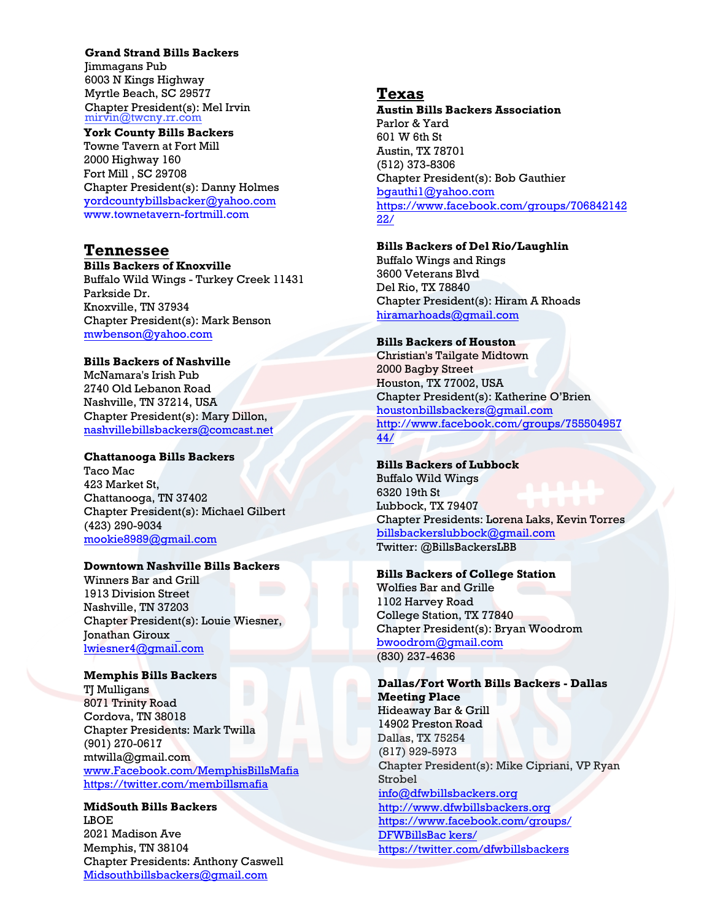**Grand Strand Bills Backers**
Jimmagans Pub
6003 N Kings Highway
Myrtle Beach, SC 29577
Chapter President(s): Mel Irvin
mirvin@twcny.rr.com

**York County Bills Backers**
Towne Tavern at Fort Mill
2000 Highway 160
Fort Mill , SC 29708
Chapter President(s): Danny Holmes
yordcountybillsbacker@yahoo.com
www.townetavern-fortmill.com

## Tennessee

**Bills Backers of Knoxville**
Buffalo Wild Wings - Turkey Creek 11431 Parkside Dr.
Knoxville, TN 37934
Chapter President(s): Mark Benson
mwbenson@yahoo.com

**Bills Backers of Nashville**
McNamara's Irish Pub
2740 Old Lebanon Road
Nashville, TN 37214, USA
Chapter President(s): Mary Dillon,
nashvillebillsbackers@comcast.net

**Chattanooga Bills Backers**
Taco Mac
423 Market St,
Chattanooga, TN 37402
Chapter President(s): Michael Gilbert
(423) 290-9034
mookie8989@gmail.com

**Downtown Nashville Bills Backers**
Winners Bar and Grill
1913 Division Street
Nashville, TN 37203
Chapter President(s): Louie Wiesner, Jonathan Giroux
lwiesner4@gmail.com

**Memphis Bills Backers**
TJ Mulligans
8071 Trinity Road
Cordova, TN 38018
Chapter Presidents: Mark Twilla
(901) 270-0617
mtwilla@gmail.com
www.Facebook.com/MemphisBillsMafia
https://twitter.com/membillsmafia

**MidSouth Bills Backers**
LBOE
2021 Madison Ave
Memphis, TN 38104
Chapter Presidents: Anthony Caswell
Midsouthbillsbackers@gmail.com

## Texas

**Austin Bills Backers Association**
Parlor & Yard
601 W 6th St
Austin, TX 78701
(512) 373-8306
Chapter President(s): Bob Gauthier
bgauthi1@yahoo.com
https://www.facebook.com/groups/70684214222/

**Bills Backers of Del Rio/Laughlin**
Buffalo Wings and Rings
3600 Veterans Blvd
Del Rio, TX 78840
Chapter President(s): Hiram A Rhoads
hiramarhoads@gmail.com

**Bills Backers of Houston**
Christian's Tailgate Midtown
2000 Bagby Street
Houston, TX 77002, USA
Chapter President(s): Katherine O'Brien
houstonbillsbackers@gmail.com
http://www.facebook.com/groups/75550495744/

**Bills Backers of Lubbock**
Buffalo Wild Wings
6320 19th St
Lubbock, TX 79407
Chapter Presidents: Lorena Laks, Kevin Torres
billsbackerslubbock@gmail.com
Twitter: @BillsBackersLBB

**Bills Backers of College Station**
Wolfies Bar and Grille
1102 Harvey Road
College Station, TX 77840
Chapter President(s): Bryan Woodrom
bwoodrom@gmail.com
(830) 237-4636

**Dallas/Fort Worth Bills Backers - Dallas Meeting Place**
Hideaway Bar & Grill
14902 Preston Road
Dallas, TX 75254
(817) 929-5973
Chapter President(s): Mike Cipriani, VP Ryan Strobel
info@dfwbillsbackers.org
http://www.dfwbillsbackers.org
https://www.facebook.com/groups/DFWBillsBackers/
https://twitter.com/dfwbillsbackers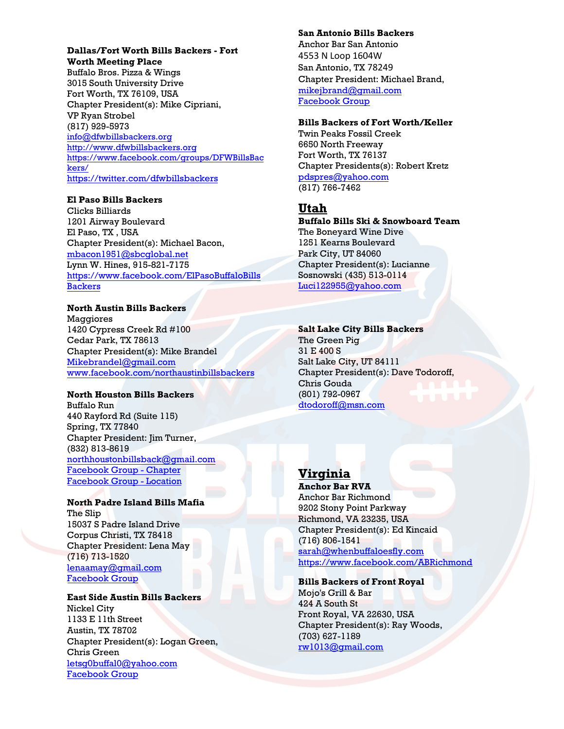**Dallas/Fort Worth Bills Backers - Fort Worth Meeting Place**
Buffalo Bros. Pizza & Wings
3015 South University Drive
Fort Worth, TX 76109, USA
Chapter President(s): Mike Cipriani,
VP Ryan Strobel
(817) 929-5973
info@dfwbillsbackers.org
http://www.dfwbillsbackers.org
https://www.facebook.com/groups/DFWBillsBackers/
https://twitter.com/dfwbillsbackers

**El Paso Bills Backers**
Clicks Billiards
1201 Airway Boulevard
El Paso, TX , USA
Chapter President(s): Michael Bacon,
mbacon1951@sbcglobal.net
Lynn W. Hines, 915-821-7175
https://www.facebook.com/ElPasoBuffaloBillsBackers

**North Austin Bills Backers**
Maggiores
1420 Cypress Creek Rd #100
Cedar Park, TX 78613
Chapter President(s): Mike Brandel
Mikebrandel@gmail.com
www.facebook.com/northaustinbillsbackers

**North Houston Bills Backers**
Buffalo Run
440 Rayford Rd (Suite 115)
Spring, TX 77840
Chapter President: Jim Turner,
(832) 813-8619
northhoustonbillsback@gmail.com
Facebook Group - Chapter
Facebook Group - Location

**North Padre Island Bills Mafia**
The Slip
15037 S Padre Island Drive
Corpus Christi, TX 78418
Chapter President: Lena May
(716) 713-1520
lenaamay@gmail.com
Facebook Group

**East Side Austin Bills Backers**
Nickel City
1133 E 11th Street
Austin, TX 78702
Chapter President(s): Logan Green,
Chris Green
letsg0buffal0@yahoo.com
Facebook Group

**San Antonio Bills Backers**
Anchor Bar San Antonio
4553 N Loop 1604W
San Antonio, TX 78249
Chapter President: Michael Brand,
mikejbrand@gmail.com
Facebook Group

**Bills Backers of Fort Worth/Keller**
Twin Peaks Fossil Creek
6650 North Freeway
Fort Worth, TX 76137
Chapter Presidents(s): Robert Kretz
pdspres@yahoo.com
(817) 766-7462

## Utah

**Buffalo Bills Ski & Snowboard Team**
The Boneyard Wine Dive
1251 Kearns Boulevard
Park City, UT 84060
Chapter President(s): Lucianne Sosnowski (435) 513-0114
Luci122955@yahoo.com

**Salt Lake City Bills Backers**
The Green Pig
31 E 400 S
Salt Lake City, UT 84111
Chapter President(s): Dave Todoroff,
Chris Gouda
(801) 792-0967
dtodoroff@msn.com

## Virginia

**Anchor Bar RVA**
Anchor Bar Richmond
9202 Stony Point Parkway
Richmond, VA 23235, USA
Chapter President(s): Ed Kincaid
(716) 806-1541
sarah@whenbuffaloesfly.com
https://www.facebook.com/ABRichmond

**Bills Backers of Front Royal**
Mojo's Grill & Bar
424 A South St
Front Royal, VA 22630, USA
Chapter President(s): Ray Woods,
(703) 627-1189
rw1013@gmail.com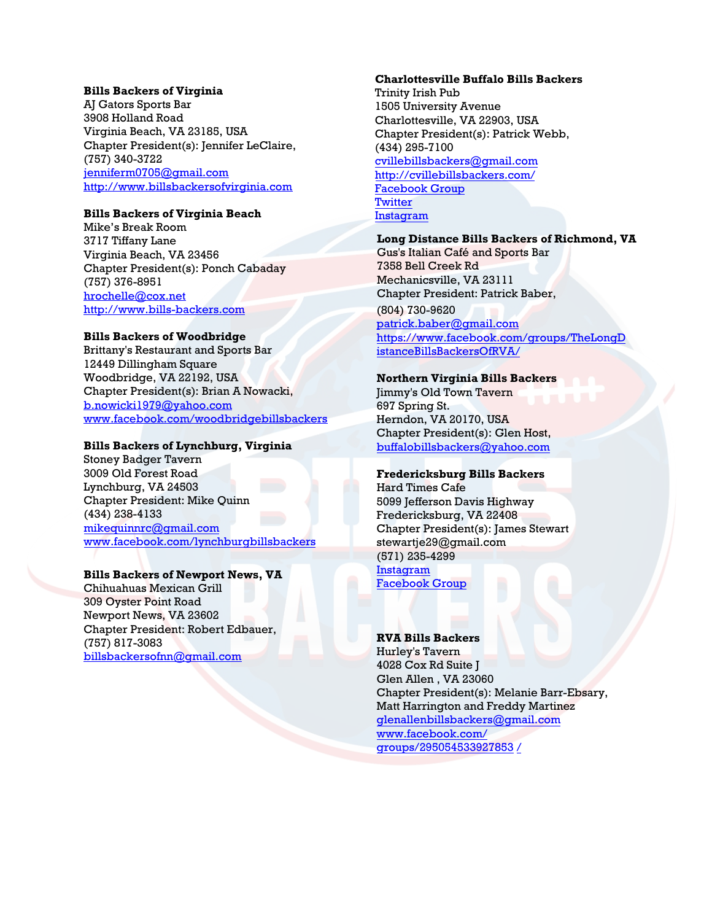**Bills Backers of Virginia**
AJ Gators Sports Bar
3908 Holland Road
Virginia Beach, VA 23185, USA
Chapter President(s): Jennifer LeClaire,
(757) 340-3722
jenniferm0705@gmail.com
http://www.billsbackersofvirginia.com

**Bills Backers of Virginia Beach**
Mike's Break Room
3717 Tiffany Lane
Virginia Beach, VA 23456
Chapter President(s): Ponch Cabaday
(757) 376-8951
hrochelle@cox.net
http://www.bills-backers.com

**Bills Backers of Woodbridge**
Brittany's Restaurant and Sports Bar
12449 Dillingham Square
Woodbridge, VA 22192, USA
Chapter President(s): Brian A Nowacki,
b.nowicki1979@yahoo.com
www.facebook.com/woodbridgebillsbackers

**Bills Backers of Lynchburg, Virginia**
Stoney Badger Tavern
3009 Old Forest Road
Lynchburg, VA 24503
Chapter President: Mike Quinn
(434) 238-4133
mikequinnrc@gmail.com
www.facebook.com/lynchburgbillsbackers

**Bills Backers of Newport News, VA**
Chihuahuas Mexican Grill
309 Oyster Point Road
Newport News, VA 23602
Chapter President: Robert Edbauer,
(757) 817-3083
billsbackersofnn@gmail.com

**Charlottesville Buffalo Bills Backers**
Trinity Irish Pub
1505 University Avenue
Charlottesville, VA 22903, USA
Chapter President(s): Patrick Webb,
(434) 295-7100
cvillebillsbackers@gmail.com
http://cvillebillsbackers.com/
Facebook Group
Twitter
Instagram

**Long Distance Bills Backers of Richmond, VA**
Gus's Italian Café and Sports Bar
7358 Bell Creek Rd
Mechanicsville, VA 23111
Chapter President: Patrick Baber,
(804) 730-9620
patrick.baber@gmail.com
https://www.facebook.com/groups/TheLongDistanceBillsBackersOfRVA/

**Northern Virginia Bills Backers**
Jimmy's Old Town Tavern
697 Spring St.
Herndon, VA 20170, USA
Chapter President(s): Glen Host,
buffalobillsbackers@yahoo.com

**Fredericksburg Bills Backers**
Hard Times Cafe
5099 Jefferson Davis Highway
Fredericksburg, VA 22408
Chapter President(s): James Stewart
stewartje29@gmail.com
(571) 235-4299
Instagram
Facebook Group

**RVA Bills Backers**
Hurley's Tavern
4028 Cox Rd Suite J
Glen Allen , VA 23060
Chapter President(s): Melanie Barr-Ebsary, Matt Harrington and Freddy Martinez
glenallenbillsbackers@gmail.com
www.facebook.com/groups/295054533927853 /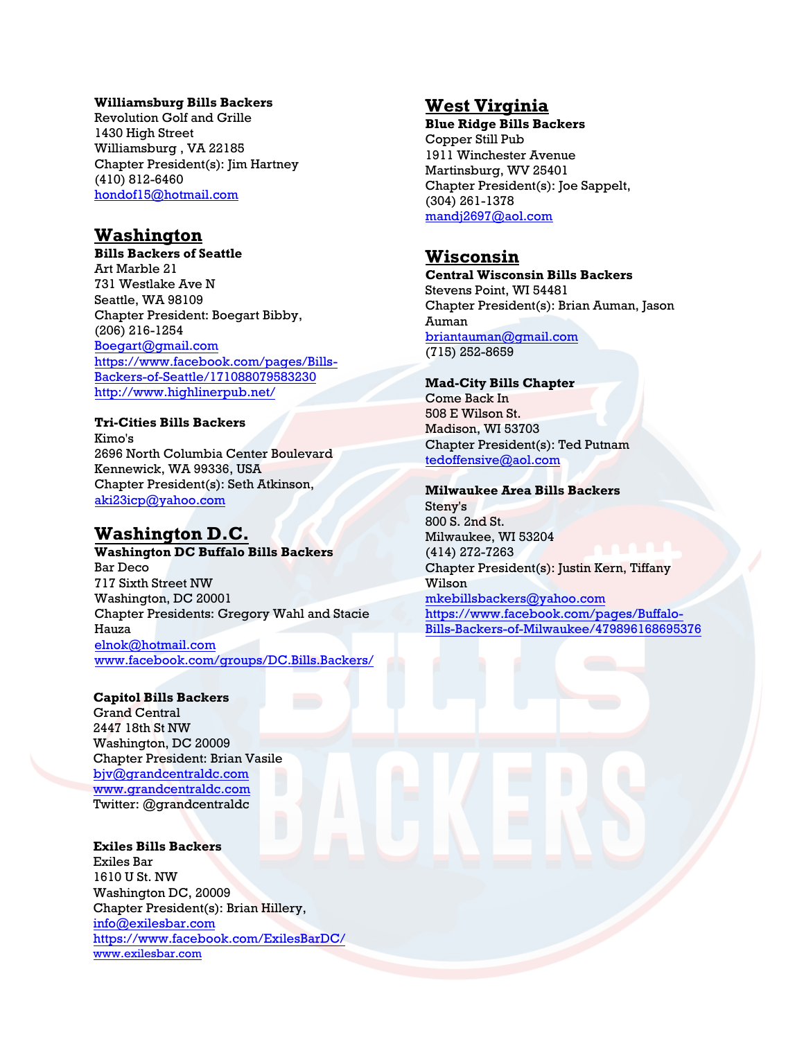**Williamsburg Bills Backers**
Revolution Golf and Grille
1430 High Street
Williamsburg , VA 22185
Chapter President(s): Jim Hartney
(410) 812-6460
hondof15@hotmail.com

## Washington

**Bills Backers of Seattle**
Art Marble 21
731 Westlake Ave N
Seattle, WA 98109
Chapter President: Boegart Bibby,
(206) 216-1254
Boegart@gmail.com
https://www.facebook.com/pages/Bills-Backers-of-Seattle/171088079583230
http://www.highlinerpub.net/

**Tri-Cities Bills Backers**
Kimo's
2696 North Columbia Center Boulevard
Kennewick, WA 99336, USA
Chapter President(s): Seth Atkinson,
aki23icp@yahoo.com

## Washington D.C.

**Washington DC Buffalo Bills Backers**
Bar Deco
717 Sixth Street NW
Washington, DC 20001
Chapter Presidents: Gregory Wahl and Stacie Hauza
elnok@hotmail.com
www.facebook.com/groups/DC.Bills.Backers/

**Capitol Bills Backers**
Grand Central
2447 18th St NW
Washington, DC 20009
Chapter President: Brian Vasile
bjv@grandcentraldc.com
www.grandcentraldc.com
Twitter: @grandcentraldc

**Exiles Bills Backers**
Exiles Bar
1610 U St. NW
Washington DC, 20009
Chapter President(s): Brian Hillery,
info@exilesbar.com
https://www.facebook.com/ExilesBarDC/
www.exilesbar.com

## West Virginia

**Blue Ridge Bills Backers**
Copper Still Pub
1911 Winchester Avenue
Martinsburg, WV 25401
Chapter President(s): Joe Sappelt,
(304) 261-1378
mandj2697@aol.com

## Wisconsin

**Central Wisconsin Bills Backers**
Stevens Point, WI 54481
Chapter President(s): Brian Auman, Jason Auman
briantauman@gmail.com
(715) 252-8659

**Mad-City Bills Chapter**
Come Back In
508 E Wilson St.
Madison, WI 53703
Chapter President(s): Ted Putnam
tedoffensive@aol.com

**Milwaukee Area Bills Backers**
Steny's
800 S. 2nd St.
Milwaukee, WI 53204
(414) 272-7263
Chapter President(s): Justin Kern, Tiffany Wilson
mkebillsbackers@yahoo.com
https://www.facebook.com/pages/Buffalo-Bills-Backers-of-Milwaukee/479896168695376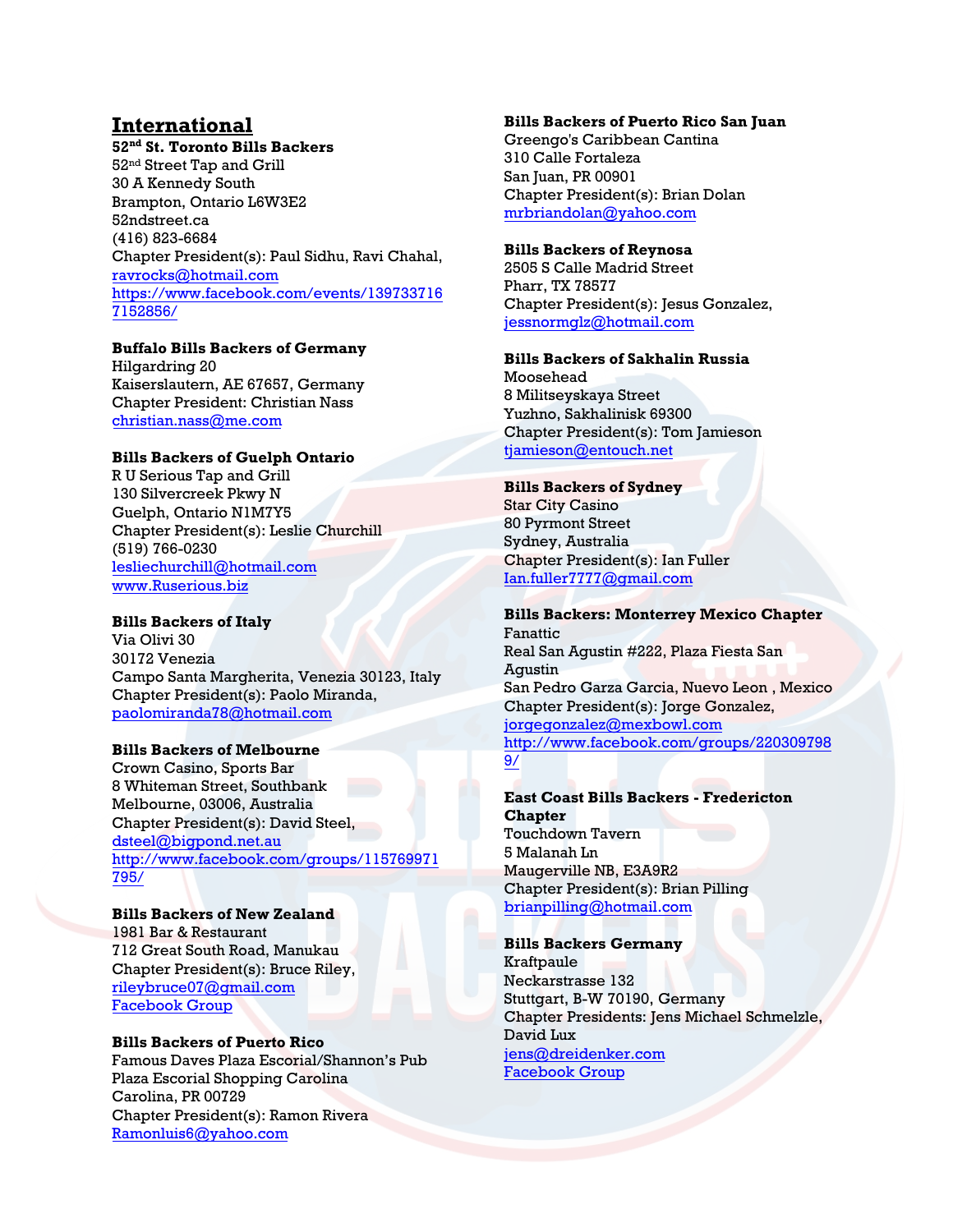## International

**52nd St. Toronto Bills Backers**
52nd Street Tap and Grill
30 A Kennedy South
Brampton, Ontario L6W3E2
52ndstreet.ca
(416) 823-6684
Chapter President(s): Paul Sidhu, Ravi Chahal,
ravrocks@hotmail.com
https://www.facebook.com/events/1397337167152856/

**Buffalo Bills Backers of Germany**
Hilgardring 20
Kaiserslautern, AE 67657, Germany
Chapter President: Christian Nass
christian.nass@me.com

**Bills Backers of Guelph Ontario**
R U Serious Tap and Grill
130 Silvercreek Pkwy N
Guelph, Ontario N1M7Y5
Chapter President(s): Leslie Churchill
(519) 766-0230
lesliechurchill@hotmail.com
www.Ruserious.biz

**Bills Backers of Italy**
Via Olivi 30
30172 Venezia
Campo Santa Margherita, Venezia 30123, Italy
Chapter President(s): Paolo Miranda,
paolomiranda78@hotmail.com

**Bills Backers of Melbourne**
Crown Casino, Sports Bar
8 Whiteman Street, Southbank
Melbourne, 03006, Australia
Chapter President(s): David Steel,
dsteel@bigpond.net.au
http://www.facebook.com/groups/115769971795/

**Bills Backers of New Zealand**
1981 Bar & Restaurant
712 Great South Road, Manukau
Chapter President(s): Bruce Riley,
rileybruce07@gmail.com
Facebook Group

**Bills Backers of Puerto Rico**
Famous Daves Plaza Escorial/Shannon's Pub
Plaza Escorial Shopping Carolina
Carolina, PR 00729
Chapter President(s): Ramon Rivera
Ramonluis6@yahoo.com

**Bills Backers of Puerto Rico San Juan**
Greengo's Caribbean Cantina
310 Calle Fortaleza
San Juan, PR 00901
Chapter President(s): Brian Dolan
mrbriandolan@yahoo.com

**Bills Backers of Reynosa**
2505 S Calle Madrid Street
Pharr, TX 78577
Chapter President(s): Jesus Gonzalez,
jessnormglz@hotmail.com

**Bills Backers of Sakhalin Russia**
Moosehead
8 Militseyskaya Street
Yuzhno, Sakhalinisk 69300
Chapter President(s): Tom Jamieson
tjamieson@entouch.net

**Bills Backers of Sydney**
Star City Casino
80 Pyrmont Street
Sydney, Australia
Chapter President(s): Ian Fuller
Ian.fuller7777@gmail.com

**Bills Backers: Monterrey Mexico Chapter**
Fanattic
Real San Agustin #222, Plaza Fiesta San Agustin
San Pedro Garza Garcia, Nuevo Leon , Mexico
Chapter President(s): Jorge Gonzalez,
jorgegonzalez@mexbowl.com
http://www.facebook.com/groups/2203097989/

**East Coast Bills Backers - Fredericton Chapter**
Touchdown Tavern
5 Malanah Ln
Maugerville NB, E3A9R2
Chapter President(s): Brian Pilling
brianpilling@hotmail.com

**Bills Backers Germany**
Kraftpaule
Neckarstrasse 132
Stuttgart, B-W 70190, Germany
Chapter Presidents: Jens Michael Schmelzle, David Lux
jens@dreidenker.com
Facebook Group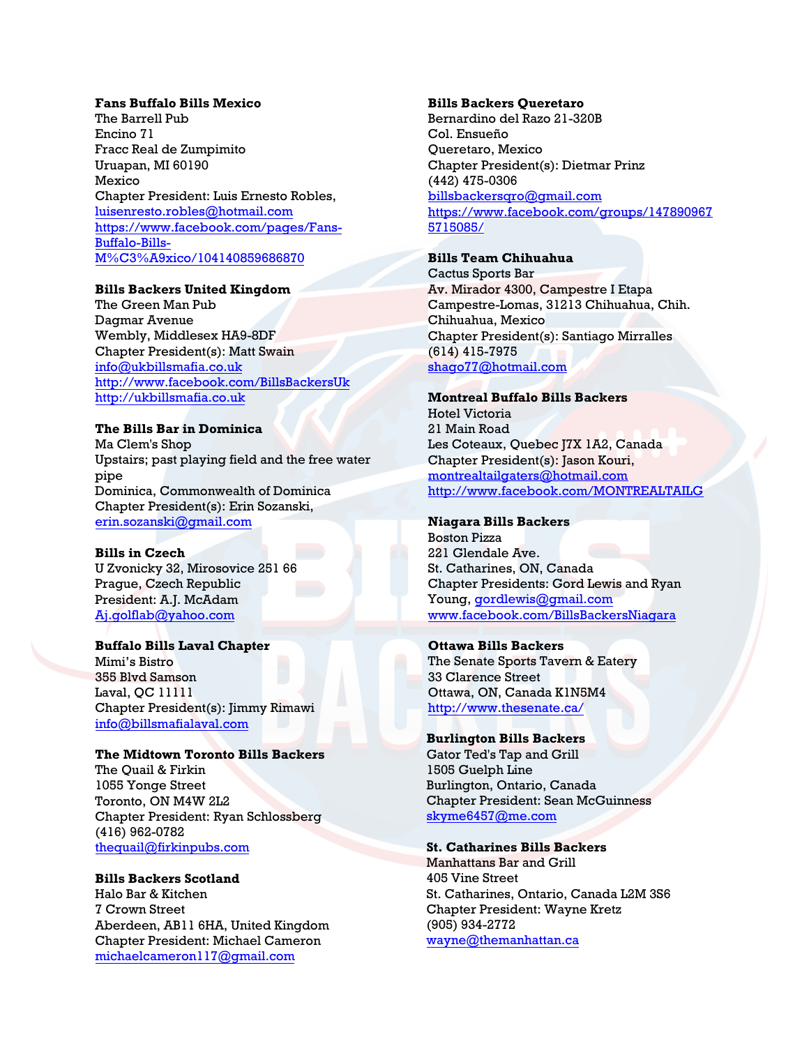**Fans Buffalo Bills Mexico**
The Barrell Pub
Encino 71
Fracc Real de Zumpimito
Uruapan, MI 60190
Mexico
Chapter President: Luis Ernesto Robles,
luisenresto.robles@hotmail.com
https://www.facebook.com/pages/Fans-Buffalo-Bills-M%C3%A9xico/104140859686870

**Bills Backers United Kingdom**
The Green Man Pub
Dagmar Avenue
Wembly, Middlesex HA9-8DF
Chapter President(s): Matt Swain
info@ukbillsmafia.co.uk
http://www.facebook.com/BillsBackersUk
http://ukbillsmafia.co.uk

**The Bills Bar in Dominica**
Ma Clem's Shop
Upstairs; past playing field and the free water pipe
Dominica, Commonwealth of Dominica
Chapter President(s): Erin Sozanski,
erin.sozanski@gmail.com

**Bills in Czech**
U Zvonicky 32, Mirosovice 251 66
Prague, Czech Republic
President: A.J. McAdam
Aj.golflab@yahoo.com

**Buffalo Bills Laval Chapter**
Mimi's Bistro
355 Blvd Samson
Laval, QC 11111
Chapter President(s): Jimmy Rimawi
info@billsmafialaval.com

**The Midtown Toronto Bills Backers**
The Quail & Firkin
1055 Yonge Street
Toronto, ON M4W 2L2
Chapter President: Ryan Schlossberg
(416) 962-0782
thequail@firkinpubs.com

**Bills Backers Scotland**
Halo Bar & Kitchen
7 Crown Street
Aberdeen, AB11 6HA, United Kingdom
Chapter President: Michael Cameron
michaelcameron117@gmail.com

**Bills Backers Queretaro**
Bernardino del Razo 21-320B
Col. Ensueño
Queretaro, Mexico
Chapter President(s): Dietmar Prinz
(442) 475-0306
billsbackersqro@gmail.com
https://www.facebook.com/groups/1478909675715085/

**Bills Team Chihuahua**
Cactus Sports Bar
Av. Mirador 4300, Campestre I Etapa
Campestre-Lomas, 31213 Chihuahua, Chih.
Chihuahua, Mexico
Chapter President(s): Santiago Mirralles
(614) 415-7975
shago77@hotmail.com

**Montreal Buffalo Bills Backers**
Hotel Victoria
21 Main Road
Les Coteaux, Quebec J7X 1A2, Canada
Chapter President(s): Jason Kouri,
montrealtailgaters@hotmail.com
http://www.facebook.com/MONTREALTAILG

**Niagara Bills Backers**
Boston Pizza
221 Glendale Ave.
St. Catharines, ON, Canada
Chapter Presidents: Gord Lewis and Ryan Young, gordlewis@gmail.com
www.facebook.com/BillsBackersNiagara

**Ottawa Bills Backers**
The Senate Sports Tavern & Eatery
33 Clarence Street
Ottawa, ON, Canada K1N5M4
http://www.thesenate.ca/

**Burlington Bills Backers**
Gator Ted's Tap and Grill
1505 Guelph Line
Burlington, Ontario, Canada
Chapter President: Sean McGuinness
skyme6457@me.com

**St. Catharines Bills Backers**
Manhattans Bar and Grill
405 Vine Street
St. Catharines, Ontario, Canada L2M 3S6
Chapter President: Wayne Kretz
(905) 934-2772
wayne@themanhattan.ca